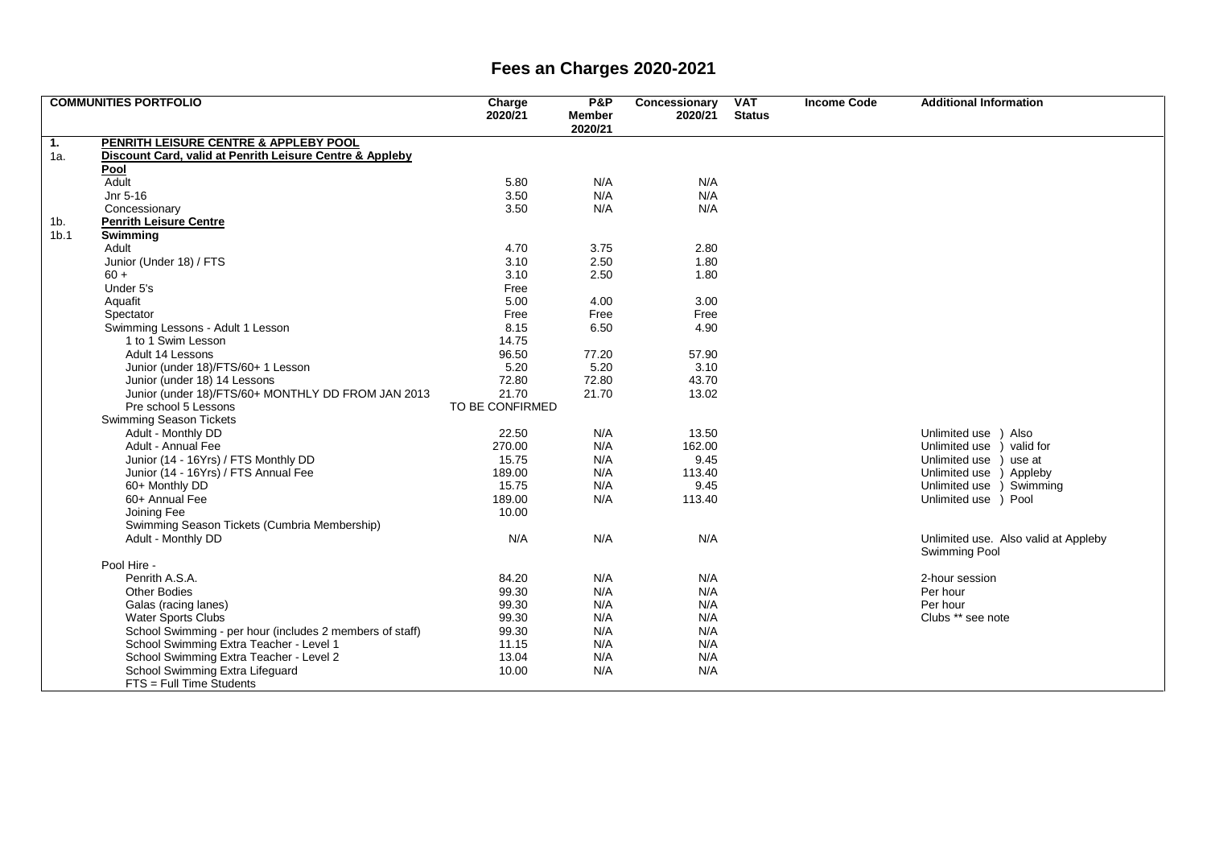# Fees an Charges 2020-2021

| | COMMUNITIES PORTFOLIO | Charge 2020/21 | P&P Member 2020/21 | Concessionary 2020/21 | VAT Status | Income Code | Additional Information |
|---|---|---|---|---|---|---|---|
| **1.** | **PENRITH LEISURE CENTRE & APPLEBY POOL** | | | | | | |
| 1a. | **Discount Card, valid at Penrith Leisure Centre & Appleby Pool** | | | | | | |
| | Adult | 5.80 | N/A | N/A | | | |
| | Jnr 5-16 | 3.50 | N/A | N/A | | | |
| | Concessionary | 3.50 | N/A | N/A | | | |
| 1b. | **Penrith Leisure Centre** | | | | | | |
| 1b.1 | **Swimming** | | | | | | |
| | Adult | 4.70 | 3.75 | 2.80 | | | |
| | Junior (Under 18) / FTS | 3.10 | 2.50 | 1.80 | | | |
| | 60 + | 3.10 | 2.50 | 1.80 | | | |
| | Under 5's | Free | | | | | |
| | Aquafit | 5.00 | 4.00 | 3.00 | | | |
| | Spectator | Free | Free | Free | | | |
| | Swimming Lessons - Adult 1 Lesson | 8.15 | 6.50 | 4.90 | | | |
| | 1 to 1 Swim Lesson | 14.75 | | | | | |
| | Adult 14 Lessons | 96.50 | 77.20 | 57.90 | | | |
| | Junior (under 18)/FTS/60+ 1 Lesson | 5.20 | 5.20 | 3.10 | | | |
| | Junior (under 18) 14 Lessons | 72.80 | 72.80 | 43.70 | | | |
| | Junior (under 18)/FTS/60+ MONTHLY DD FROM JAN 2013 | 21.70 | 21.70 | 13.02 | | | |
| | Pre school 5 Lessons | TO BE CONFIRMED | | | | | |
| | Swimming Season Tickets | | | | | | |
| | Adult - Monthly DD | 22.50 | N/A | 13.50 | | | Unlimited use ) Also |
| | Adult - Annual Fee | 270.00 | N/A | 162.00 | | | Unlimited use ) valid for |
| | Junior (14 - 16Yrs) / FTS Monthly DD | 15.75 | N/A | 9.45 | | | Unlimited use ) use at |
| | Junior (14 - 16Yrs) / FTS Annual Fee | 189.00 | N/A | 113.40 | | | Unlimited use ) Appleby |
| | 60+ Monthly DD | 15.75 | N/A | 9.45 | | | Unlimited use ) Swimming |
| | 60+ Annual Fee | 189.00 | N/A | 113.40 | | | Unlimited use ) Pool |
| | Joining Fee | 10.00 | | | | | |
| | Swimming Season Tickets (Cumbria Membership) | | | | | | |
| | Adult - Monthly DD | N/A | N/A | N/A | | | Unlimited use. Also valid at Appleby Swimming Pool |
| | Pool Hire - | | | | | | |
| | Penrith A.S.A. | 84.20 | N/A | N/A | | | 2-hour session |
| | Other Bodies | 99.30 | N/A | N/A | | | Per hour |
| | Galas (racing lanes) | 99.30 | N/A | N/A | | | Per hour |
| | Water Sports Clubs | 99.30 | N/A | N/A | | | Clubs ** see note |
| | School Swimming - per hour (includes 2 members of staff) | 99.30 | N/A | N/A | | | |
| | School Swimming Extra Teacher - Level 1 | 11.15 | N/A | N/A | | | |
| | School Swimming Extra Teacher - Level 2 | 13.04 | N/A | N/A | | | |
| | School Swimming Extra Lifeguard | 10.00 | N/A | N/A | | | |
| | FTS = Full Time Students | | | | | | |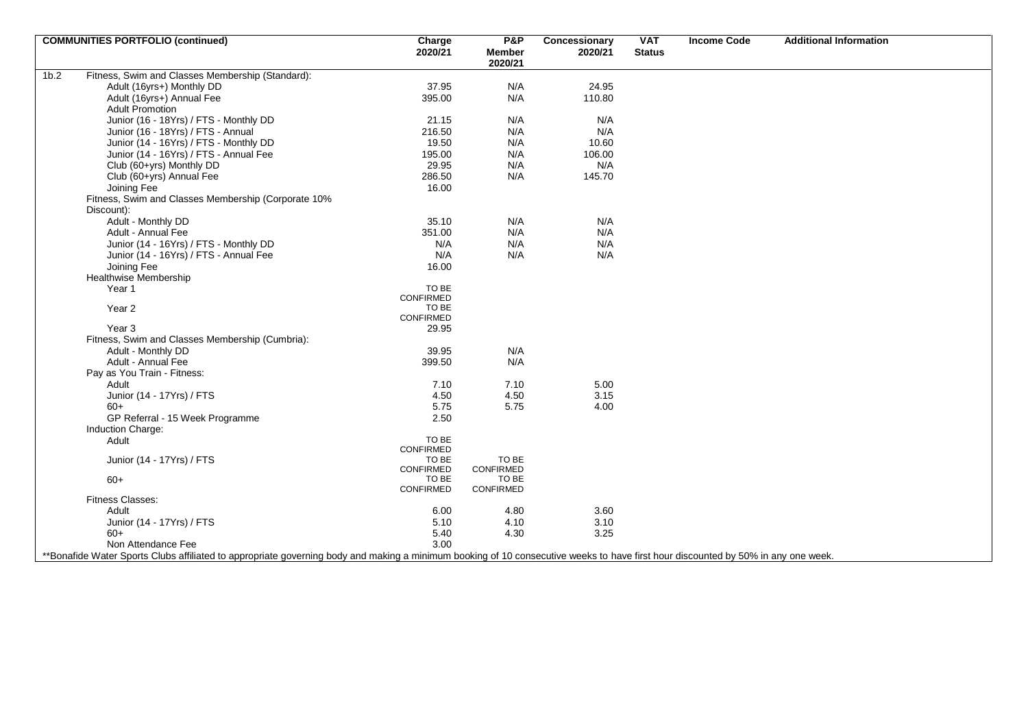| COMMUNITIES PORTFOLIO (continued) | | Charge 2020/21 | P&P Member 2020/21 | Concessionary 2020/21 | VAT Status | Income Code | Additional Information |
|---|---|---|---|---|---|---|---|
| 1b.2 | Fitness, Swim and Classes Membership (Standard): | | | | | | |
| | Adult (16yrs+) Monthly DD | 37.95 | N/A | 24.95 | | | |
| | Adult (16yrs+) Annual Fee | 395.00 | N/A | 110.80 | | | |
| | Adult Promotion | | | | | | |
| | Junior (16 - 18Yrs) / FTS - Monthly DD | 21.15 | N/A | N/A | | | |
| | Junior (16 - 18Yrs) / FTS - Annual | 216.50 | N/A | N/A | | | |
| | Junior (14 - 16Yrs) / FTS - Monthly DD | 19.50 | N/A | 10.60 | | | |
| | Junior (14 - 16Yrs) / FTS - Annual Fee | 195.00 | N/A | 106.00 | | | |
| | Club (60+yrs) Monthly DD | 29.95 | N/A | N/A | | | |
| | Club (60+yrs) Annual Fee | 286.50 | N/A | 145.70 | | | |
| | Joining Fee | 16.00 | | | | | |
| | Fitness, Swim and Classes Membership (Corporate 10% Discount): | | | | | | |
| | Adult - Monthly DD | 35.10 | N/A | N/A | | | |
| | Adult - Annual Fee | 351.00 | N/A | N/A | | | |
| | Junior (14 - 16Yrs) / FTS - Monthly DD | N/A | N/A | N/A | | | |
| | Junior (14 - 16Yrs) / FTS - Annual Fee | N/A | N/A | N/A | | | |
| | Joining Fee | 16.00 | | | | | |
| | Healthwise Membership | | | | | | |
| | Year 1 | TO BE CONFIRMED | | | | | |
| | Year 2 | TO BE CONFIRMED | | | | | |
| | Year 3 | 29.95 | | | | | |
| | Fitness, Swim and Classes Membership (Cumbria): | | | | | | |
| | Adult - Monthly DD | 39.95 | N/A | | | | |
| | Adult - Annual Fee | 399.50 | N/A | | | | |
| | Pay as You Train - Fitness: | | | | | | |
| | Adult | 7.10 | 7.10 | 5.00 | | | |
| | Junior (14 - 17Yrs) / FTS | 4.50 | 4.50 | 3.15 | | | |
| | 60+ | 5.75 | 5.75 | 4.00 | | | |
| | GP Referral - 15 Week Programme | 2.50 | | | | | |
| | Induction Charge: | | | | | | |
| | Adult | TO BE CONFIRMED | | | | | |
| | Junior (14 - 17Yrs) / FTS | TO BE CONFIRMED | TO BE CONFIRMED | | | | |
| | 60+ | TO BE CONFIRMED | TO BE CONFIRMED | | | | |
| | Fitness Classes: | | | | | | |
| | Adult | 6.00 | 4.80 | 3.60 | | | |
| | Junior (14 - 17Yrs) / FTS | 5.10 | 4.10 | 3.10 | | | |
| | 60+ | 5.40 | 4.30 | 3.25 | | | |
| | Non Attendance Fee | 3.00 | | | | | |

**Bonafide Water Sports Clubs affiliated to appropriate governing body and making a minimum booking of 10 consecutive weeks to have first hour discounted by 50% in any one week.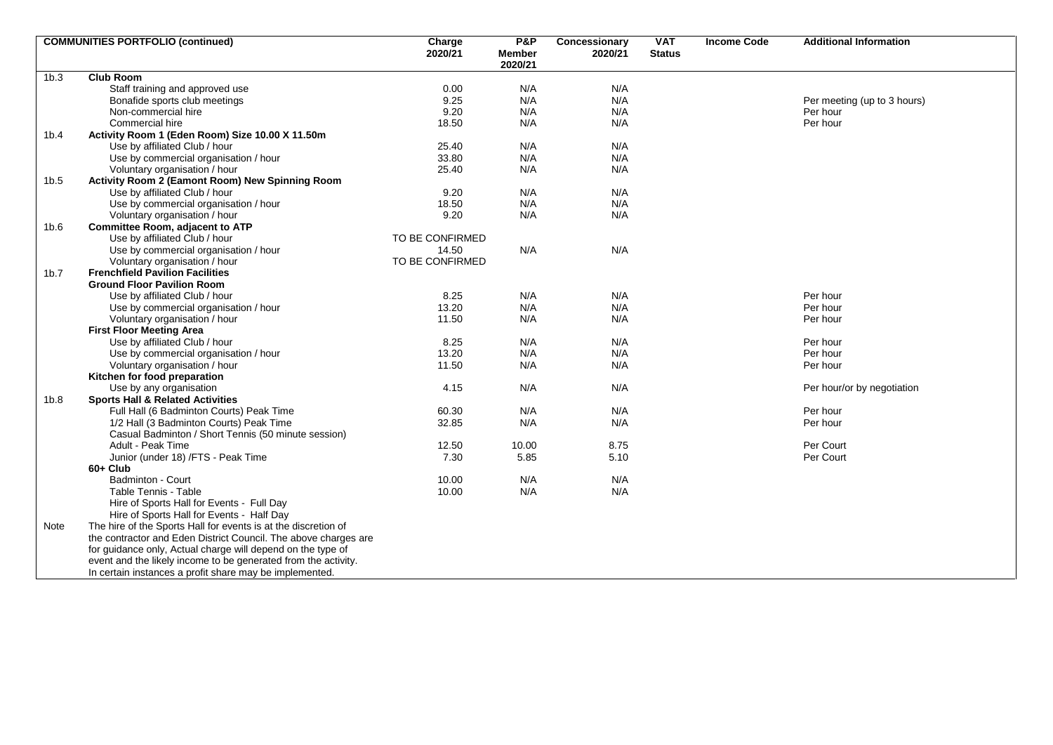| | COMMUNITIES PORTFOLIO (continued) | Charge 2020/21 | P&P Member 2020/21 | Concessionary 2020/21 | VAT Status | Income Code | Additional Information |
|---|---|---|---|---|---|---|---|
| 1b.3 | **Club Room** | | | | | | |
| | Staff training and approved use | 0.00 | N/A | N/A | | | |
| | Bonafide sports club meetings | 9.25 | N/A | N/A | | | Per meeting (up to 3 hours) |
| | Non-commercial hire | 9.20 | N/A | N/A | | | Per hour |
| | Commercial hire | 18.50 | N/A | N/A | | | Per hour |
| 1b.4 | **Activity Room 1 (Eden Room) Size 10.00 X 11.50m** | | | | | | |
| | Use by affiliated Club / hour | 25.40 | N/A | N/A | | | |
| | Use by commercial organisation / hour | 33.80 | N/A | N/A | | | |
| | Voluntary organisation / hour | 25.40 | N/A | N/A | | | |
| 1b.5 | **Activity Room 2 (Eamont Room) New Spinning Room** | | | | | | |
| | Use by affiliated Club / hour | 9.20 | N/A | N/A | | | |
| | Use by commercial organisation / hour | 18.50 | N/A | N/A | | | |
| | Voluntary organisation / hour | 9.20 | N/A | N/A | | | |
| 1b.6 | **Committee Room, adjacent to ATP** | | | | | | |
| | Use by affiliated Club / hour | TO BE CONFIRMED | | | | | |
| | Use by commercial organisation / hour | 14.50 | N/A | N/A | | | |
| | Voluntary organisation / hour | TO BE CONFIRMED | | | | | |
| 1b.7 | **Frenchfield Pavilion Facilities** | | | | | | |
| | **Ground Floor Pavilion Room** | | | | | | |
| | Use by affiliated Club / hour | 8.25 | N/A | N/A | | | Per hour |
| | Use by commercial organisation / hour | 13.20 | N/A | N/A | | | Per hour |
| | Voluntary organisation / hour | 11.50 | N/A | N/A | | | Per hour |
| | **First Floor Meeting Area** | | | | | | |
| | Use by affiliated Club / hour | 8.25 | N/A | N/A | | | Per hour |
| | Use by commercial organisation / hour | 13.20 | N/A | N/A | | | Per hour |
| | Voluntary organisation / hour | 11.50 | N/A | N/A | | | Per hour |
| | **Kitchen for food preparation** | | | | | | |
| | Use by any organisation | 4.15 | N/A | N/A | | | Per hour/or by negotiation |
| 1b.8 | **Sports Hall & Related Activities** | | | | | | |
| | Full Hall (6 Badminton Courts) Peak Time | 60.30 | N/A | N/A | | | Per hour |
| | 1/2 Hall (3 Badminton Courts) Peak Time | 32.85 | N/A | N/A | | | Per hour |
| | Casual Badminton / Short Tennis (50 minute session) | | | | | | |
| | Adult - Peak Time | 12.50 | 10.00 | 8.75 | | | Per Court |
| | Junior (under 18) /FTS - Peak Time | 7.30 | 5.85 | 5.10 | | | Per Court |
| | **60+ Club** | | | | | | |
| | Badminton - Court | 10.00 | N/A | N/A | | | |
| | Table Tennis - Table | 10.00 | N/A | N/A | | | |
| | Hire of Sports Hall for Events - Full Day | | | | | | |
| | Hire of Sports Hall for Events - Half Day | | | | | | |
| Note | The hire of the Sports Hall for events is at the discretion of the contractor and Eden District Council. The above charges are for guidance only, Actual charge will depend on the type of event and the likely income to be generated from the activity. In certain instances a profit share may be implemented. | | | | | | |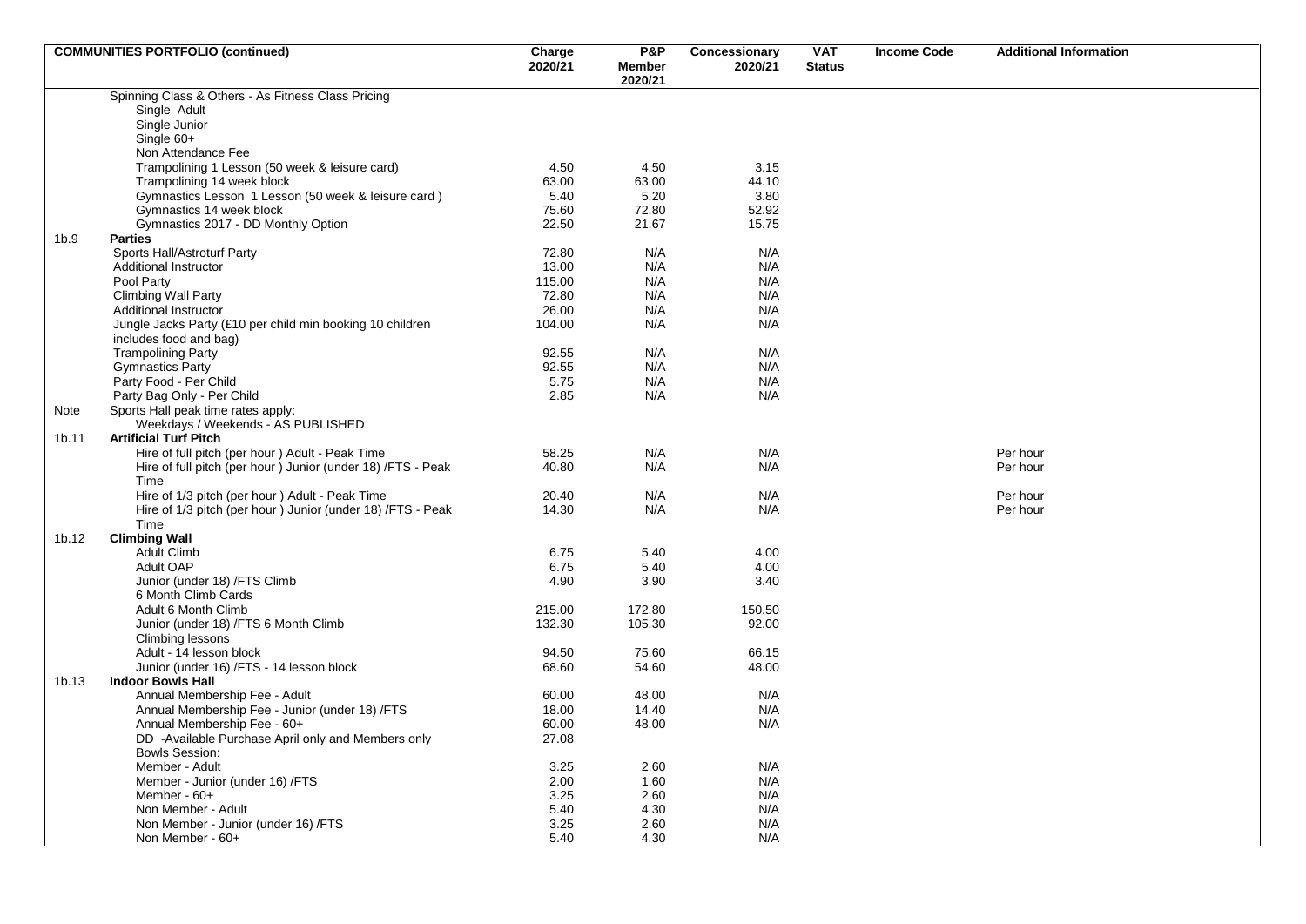| COMMUNITIES PORTFOLIO (continued) | | Charge 2020/21 | P&P Member 2020/21 | Concessionary 2020/21 | VAT Status | Income Code | Additional Information |
|---|---|---|---|---|---|---|---|
| | Spinning Class & Others - As Fitness Class Pricing | | | | | | |
| | Single Adult | | | | | | |
| | Single Junior | | | | | | |
| | Single 60+ | | | | | | |
| | Non Attendance Fee | | | | | | |
| | Trampolining 1 Lesson (50 week & leisure card) | 4.50 | 4.50 | 3.15 | | | |
| | Trampolining 14 week block | 63.00 | 63.00 | 44.10 | | | |
| | Gymnastics Lesson 1 Lesson (50 week & leisure card ) | 5.40 | 5.20 | 3.80 | | | |
| | Gymnastics 14 week block | 75.60 | 72.80 | 52.92 | | | |
| | Gymnastics 2017 - DD Monthly Option | 22.50 | 21.67 | 15.75 | | | |
| 1b.9 | **Parties** | | | | | | |
| | Sports Hall/Astroturf Party | 72.80 | N/A | N/A | | | |
| | Additional Instructor | 13.00 | N/A | N/A | | | |
| | Pool Party | 115.00 | N/A | N/A | | | |
| | Climbing Wall Party | 72.80 | N/A | N/A | | | |
| | Additional Instructor | 26.00 | N/A | N/A | | | |
| | Jungle Jacks Party (£10 per child min booking 10 children includes food and bag) | 104.00 | N/A | N/A | | | |
| | Trampolining Party | 92.55 | N/A | N/A | | | |
| | Gymnastics Party | 92.55 | N/A | N/A | | | |
| | Party Food - Per Child | 5.75 | N/A | N/A | | | |
| | Party Bag Only - Per Child | 2.85 | N/A | N/A | | | |
| Note | Sports Hall peak time rates apply: Weekdays / Weekends - AS PUBLISHED | | | | | | |
| 1b.11 | **Artificial Turf Pitch** | | | | | | |
| | Hire of full pitch (per hour ) Adult - Peak Time | 58.25 | N/A | N/A | | | Per hour |
| | Hire of full pitch (per hour ) Junior (under 18) /FTS - Peak Time | 40.80 | N/A | N/A | | | Per hour |
| | Hire of 1/3 pitch (per hour ) Adult - Peak Time | 20.40 | N/A | N/A | | | Per hour |
| | Hire of 1/3 pitch (per hour ) Junior (under 18) /FTS - Peak Time | 14.30 | N/A | N/A | | | Per hour |
| 1b.12 | **Climbing Wall** | | | | | | |
| | Adult Climb | 6.75 | 5.40 | 4.00 | | | |
| | Adult OAP | 6.75 | 5.40 | 4.00 | | | |
| | Junior (under 18) /FTS Climb | 4.90 | 3.90 | 3.40 | | | |
| | 6 Month Climb Cards | | | | | | |
| | Adult 6 Month Climb | 215.00 | 172.80 | 150.50 | | | |
| | Junior (under 18) /FTS 6 Month Climb | 132.30 | 105.30 | 92.00 | | | |
| | Climbing lessons | | | | | | |
| | Adult - 14 lesson block | 94.50 | 75.60 | 66.15 | | | |
| | Junior (under 16) /FTS - 14 lesson block | 68.60 | 54.60 | 48.00 | | | |
| 1b.13 | **Indoor Bowls Hall** | | | | | | |
| | Annual Membership Fee - Adult | 60.00 | 48.00 | N/A | | | |
| | Annual Membership Fee - Junior (under 18) /FTS | 18.00 | 14.40 | N/A | | | |
| | Annual Membership Fee - 60+ | 60.00 | 48.00 | N/A | | | |
| | DD -Available Purchase April only and Members only | 27.08 | | | | | |
| | Bowls Session: | | | | | | |
| | Member - Adult | 3.25 | 2.60 | N/A | | | |
| | Member - Junior (under 16) /FTS | 2.00 | 1.60 | N/A | | | |
| | Member - 60+ | 3.25 | 2.60 | N/A | | | |
| | Non Member - Adult | 5.40 | 4.30 | N/A | | | |
| | Non Member - Junior (under 16) /FTS | 3.25 | 2.60 | N/A | | | |
| | Non Member - 60+ | 5.40 | 4.30 | N/A | | | |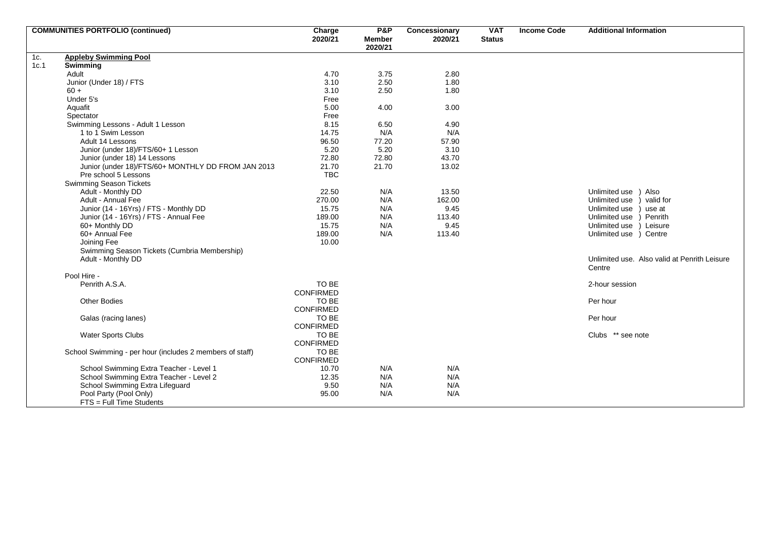| COMMUNITIES PORTFOLIO (continued) | | Charge 2020/21 | P&P Member 2020/21 | Concessionary 2020/21 | VAT Status | Income Code | Additional Information |
|---|---|---|---|---|---|---|---|
| 1c. | **Appleby Swimming Pool** | | | | | | |
| 1c.1 | **Swimming** | | | | | | |
| | Adult | 4.70 | 3.75 | 2.80 | | | |
| | Junior (Under 18) / FTS | 3.10 | 2.50 | 1.80 | | | |
| | 60 + | 3.10 | 2.50 | 1.80 | | | |
| | Under 5's | Free | | | | | |
| | Aquafit | 5.00 | 4.00 | 3.00 | | | |
| | Spectator | Free | | | | | |
| | Swimming Lessons - Adult 1 Lesson | 8.15 | 6.50 | 4.90 | | | |
| | 1 to 1 Swim Lesson | 14.75 | N/A | N/A | | | |
| | Adult 14 Lessons | 96.50 | 77.20 | 57.90 | | | |
| | Junior (under 18)/FTS/60+ 1 Lesson | 5.20 | 5.20 | 3.10 | | | |
| | Junior (under 18) 14 Lessons | 72.80 | 72.80 | 43.70 | | | |
| | Junior (under 18)/FTS/60+ MONTHLY DD FROM JAN 2013 | 21.70 | 21.70 | 13.02 | | | |
| | Pre school 5 Lessons | TBC | | | | | |
| | Swimming Season Tickets | | | | | | |
| | Adult - Monthly DD | 22.50 | N/A | 13.50 | | | Unlimited use ) Also |
| | Adult - Annual Fee | 270.00 | N/A | 162.00 | | | Unlimited use ) valid for |
| | Junior (14 - 16Yrs) / FTS - Monthly DD | 15.75 | N/A | 9.45 | | | Unlimited use ) use at |
| | Junior (14 - 16Yrs) / FTS - Annual Fee | 189.00 | N/A | 113.40 | | | Unlimited use ) Penrith |
| | 60+ Monthly DD | 15.75 | N/A | 9.45 | | | Unlimited use ) Leisure |
| | 60+ Annual Fee | 189.00 | N/A | 113.40 | | | Unlimited use ) Centre |
| | Joining Fee | 10.00 | | | | | |
| | Swimming Season Tickets (Cumbria Membership) | | | | | | |
| | Adult - Monthly DD | | | | | | Unlimited use. Also valid at Penrith Leisure Centre |
| | Pool Hire - | | | | | | |
| | Penrith A.S.A. | TO BE CONFIRMED | | | | | 2-hour session |
| | Other Bodies | TO BE CONFIRMED | | | | | Per hour |
| | Galas (racing lanes) | TO BE CONFIRMED | | | | | Per hour |
| | Water Sports Clubs | TO BE CONFIRMED | | | | | Clubs ** see note |
| | School Swimming - per hour (includes 2 members of staff) | TO BE CONFIRMED | | | | | |
| | School Swimming Extra Teacher - Level 1 | 10.70 | N/A | N/A | | | |
| | School Swimming Extra Teacher - Level 2 | 12.35 | N/A | N/A | | | |
| | School Swimming Extra Lifeguard | 9.50 | N/A | N/A | | | |
| | Pool Party (Pool Only) | 95.00 | N/A | N/A | | | |
| | FTS = Full Time Students | | | | | | |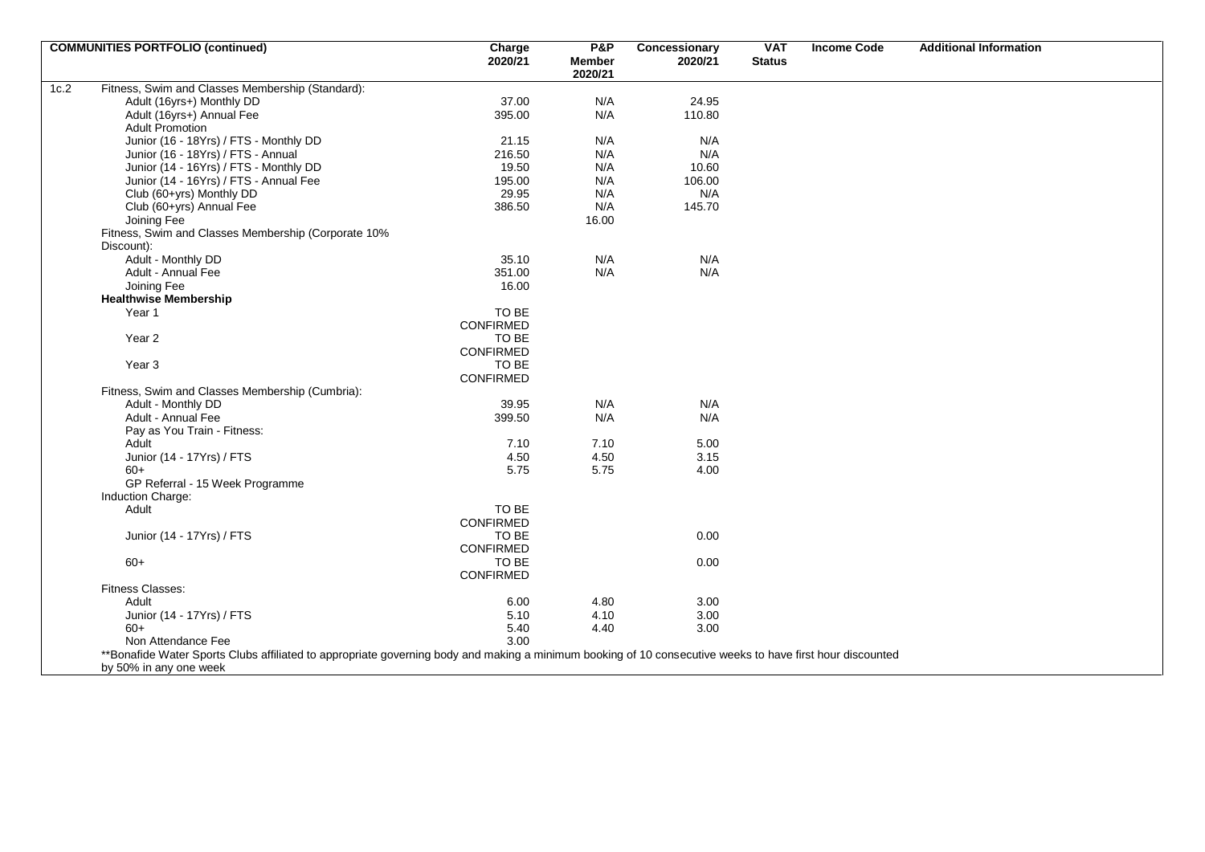| COMMUNITIES PORTFOLIO (continued) | | Charge 2020/21 | P&P Member 2020/21 | Concessionary 2020/21 | VAT Status | Income Code | Additional Information |
|---|---|---|---|---|---|---|---|
| 1c.2 | Fitness, Swim and Classes Membership (Standard): | | | | | | |
| | Adult (16yrs+) Monthly DD | 37.00 | N/A | 24.95 | | | |
| | Adult (16yrs+) Annual Fee | 395.00 | N/A | 110.80 | | | |
| | Adult Promotion | | | | | | |
| | Junior (16 - 18Yrs) / FTS - Monthly DD | 21.15 | N/A | N/A | | | |
| | Junior (16 - 18Yrs) / FTS - Annual | 216.50 | N/A | N/A | | | |
| | Junior (14 - 16Yrs) / FTS - Monthly DD | 19.50 | N/A | 10.60 | | | |
| | Junior (14 - 16Yrs) / FTS - Annual Fee | 195.00 | N/A | 106.00 | | | |
| | Club (60+yrs) Monthly DD | 29.95 | N/A | N/A | | | |
| | Club (60+yrs) Annual Fee | 386.50 | N/A | 145.70 | | | |
| | Joining Fee | | 16.00 | | | | |
| | Fitness, Swim and Classes Membership (Corporate 10% Discount): | | | | | | |
| | Adult - Monthly DD | 35.10 | N/A | N/A | | | |
| | Adult - Annual Fee | 351.00 | N/A | N/A | | | |
| | Joining Fee | 16.00 | | | | | |
| | **Healthwise Membership** | | | | | | |
| | Year 1 | TO BE CONFIRMED | | | | | |
| | Year 2 | TO BE CONFIRMED | | | | | |
| | Year 3 | TO BE CONFIRMED | | | | | |
| | Fitness, Swim and Classes Membership (Cumbria): | | | | | | |
| | Adult - Monthly DD | 39.95 | N/A | N/A | | | |
| | Adult - Annual Fee | 399.50 | N/A | N/A | | | |
| | Pay as You Train - Fitness: | | | | | | |
| | Adult | 7.10 | 7.10 | 5.00 | | | |
| | Junior (14 - 17Yrs) / FTS | 4.50 | 4.50 | 3.15 | | | |
| | 60+ | 5.75 | 5.75 | 4.00 | | | |
| | GP Referral - 15 Week Programme | | | | | | |
| | Induction Charge: | | | | | | |
| | Adult | TO BE CONFIRMED | | | | | |
| | Junior (14 - 17Yrs) / FTS | TO BE CONFIRMED | | 0.00 | | | |
| | 60+ | TO BE CONFIRMED | | 0.00 | | | |
| | Fitness Classes: | | | | | | |
| | Adult | 6.00 | 4.80 | 3.00 | | | |
| | Junior (14 - 17Yrs) / FTS | 5.10 | 4.10 | 3.00 | | | |
| | 60+ | 5.40 | 4.40 | 3.00 | | | |
| | Non Attendance Fee | 3.00 | | | | | |

**Bonafide Water Sports Clubs affiliated to appropriate governing body and making a minimum booking of 10 consecutive weeks to have first hour discounted by 50% in any one week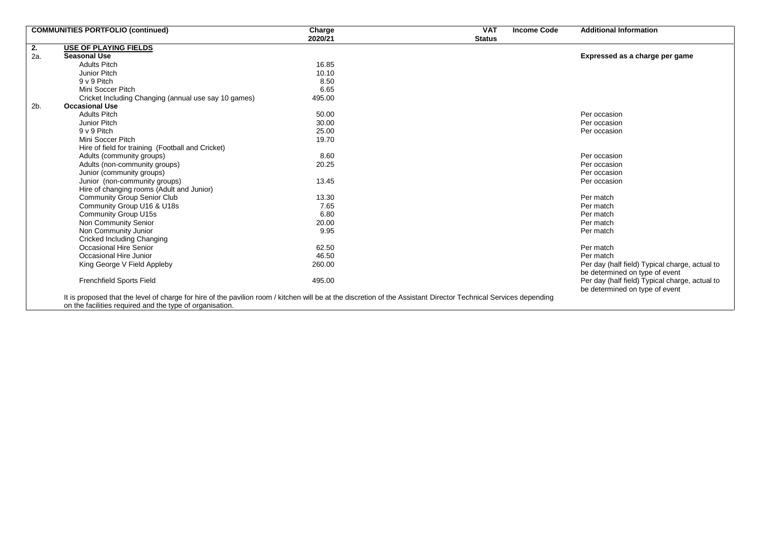| COMMUNITIES PORTFOLIO (continued) | | Charge 2020/21 | VAT Status | Income Code | Additional Information |
|---|---|---|---|---|---|
| **2.** | **USE OF PLAYING FIELDS** | | | | |
| 2a. | **Seasonal Use** | | | | **Expressed as a charge per game** |
| | Adults Pitch | 16.85 | | | |
| | Junior Pitch | 10.10 | | | |
| | 9 v 9 Pitch | 8.50 | | | |
| | Mini Soccer Pitch | 6.65 | | | |
| | Cricket Including Changing (annual use say 10 games) | 495.00 | | | |
| 2b. | **Occasional Use** | | | | |
| | Adults Pitch | 50.00 | | | Per occasion |
| | Junior Pitch | 30.00 | | | Per occasion |
| | 9 v 9 Pitch | 25.00 | | | Per occasion |
| | Mini Soccer Pitch | 19.70 | | | |
| | Hire of field for training (Football and Cricket) | | | | |
| | Adults (community groups) | 8.60 | | | Per occasion |
| | Adults (non-community groups) | 20.25 | | | Per occasion |
| | Junior (community groups) | | | | Per occasion |
| | Junior (non-community groups) | 13.45 | | | Per occasion |
| | Hire of changing rooms (Adult and Junior) | | | | |
| | Community Group Senior Club | 13.30 | | | Per match |
| | Community Group U16 & U18s | 7.65 | | | Per match |
| | Community Group U15s | 6.80 | | | Per match |
| | Non Community Senior | 20.00 | | | Per match |
| | Non Community Junior | 9.95 | | | Per match |
| | Cricked Including Changing | | | | |
| | Occasional Hire Senior | 62.50 | | | Per match |
| | Occasional Hire Junior | 46.50 | | | Per match |
| | King George V Field Appleby | 260.00 | | | Per day (half field) Typical charge, actual to be determined on type of event |
| | Frenchfield Sports Field | 495.00 | | | Per day (half field) Typical charge, actual to be determined on type of event |

It is proposed that the level of charge for hire of the pavilion room / kitchen will be at the discretion of the Assistant Director Technical Services depending on the facilities required and the type of organisation.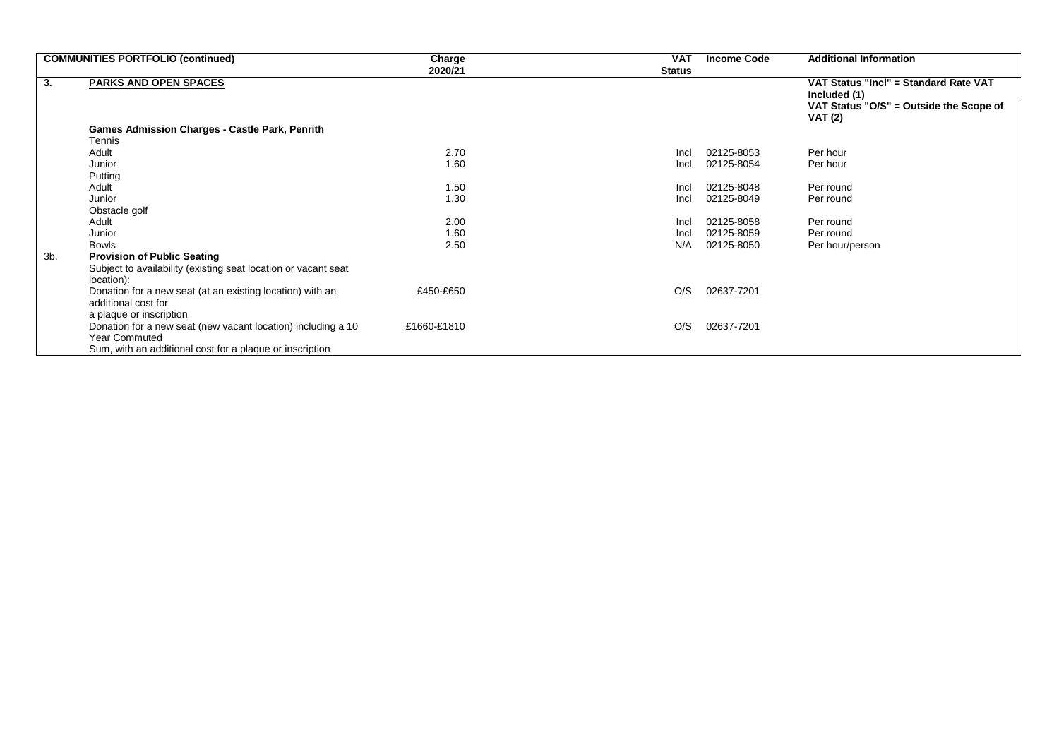| COMMUNITIES PORTFOLIO (continued) | | Charge 2020/21 | VAT Status | Income Code | Additional Information |
|---|---|---|---|---|---|
| **3.** | **PARKS AND OPEN SPACES** | | | | **VAT Status "Incl" = Standard Rate VAT Included (1)** **VAT Status "O/S" = Outside the Scope of VAT (2)** |
| | **Games Admission Charges - Castle Park, Penrith** | | | | |
| | Tennis | | | | |
| | Adult | 2.70 | Incl | 02125-8053 | Per hour |
| | Junior | 1.60 | Incl | 02125-8054 | Per hour |
| | Putting | | | | |
| | Adult | 1.50 | Incl | 02125-8048 | Per round |
| | Junior | 1.30 | Incl | 02125-8049 | Per round |
| | Obstacle golf | | | | |
| | Adult | 2.00 | Incl | 02125-8058 | Per round |
| | Junior | 1.60 | Incl | 02125-8059 | Per round |
| | Bowls | 2.50 | N/A | 02125-8050 | Per hour/person |
| 3b. | **Provision of Public Seating** | | | | |
| | Subject to availability (existing seat location or vacant seat location): | | | | |
| | Donation for a new seat (at an existing location) with an additional cost for a plaque or inscription | £450-£650 | O/S | 02637-7201 | |
| | Donation for a new seat (new vacant location) including a 10 Year Commuted Sum, with an additional cost for a plaque or inscription | £1660-£1810 | O/S | 02637-7201 | |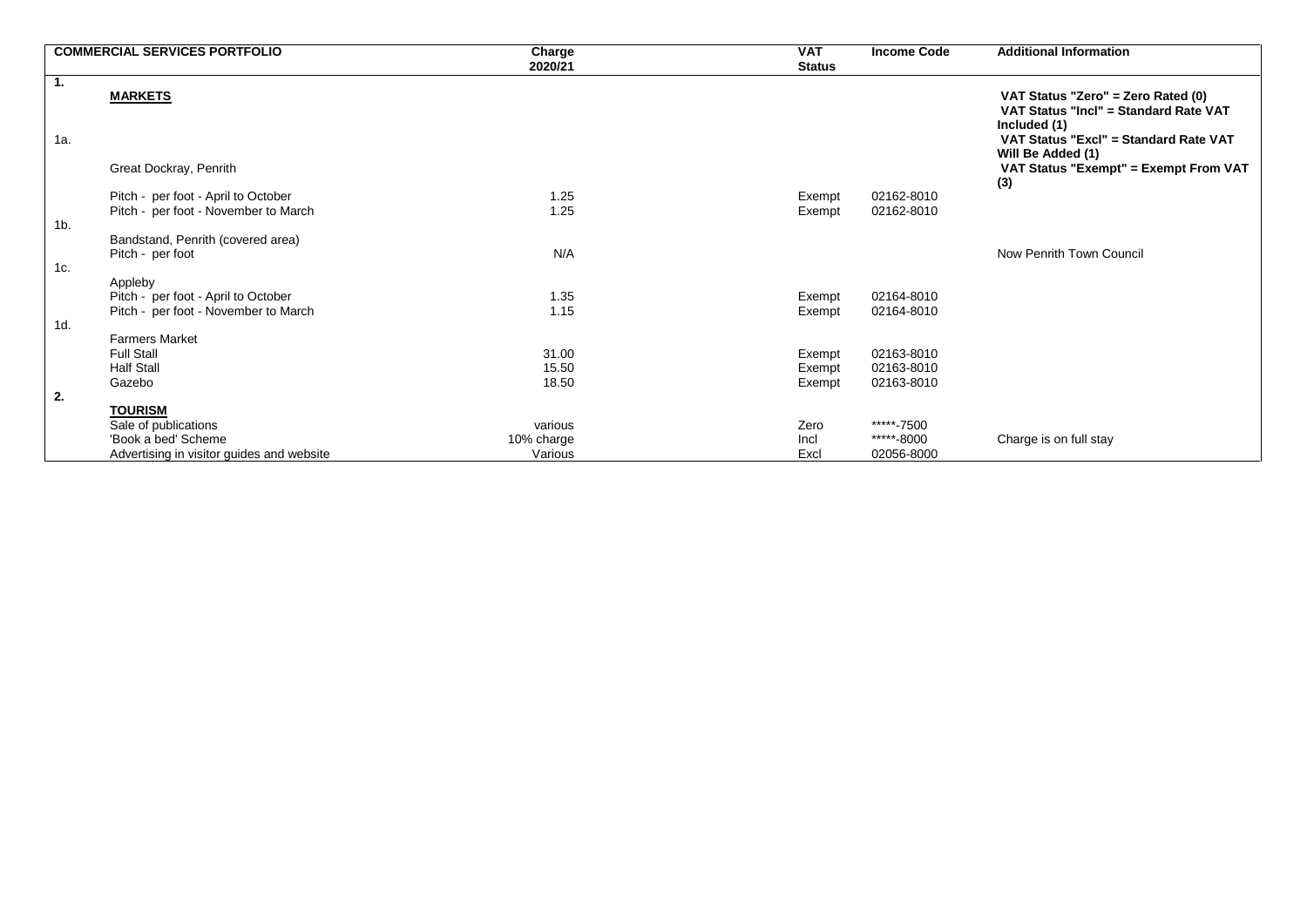| COMMERCIAL SERVICES PORTFOLIO | | Charge 2020/21 | VAT Status | Income Code | Additional Information |
|---|---|---|---|---|---|
| 1. | **MARKETS** | | | | **VAT Status "Zero" = Zero Rated (0)** **VAT Status "Incl" = Standard Rate VAT Included (1)** |
| 1a. | | | | | **VAT Status "Excl" = Standard Rate VAT Will Be Added (1)** |
| | Great Dockray, Penrith | | | | **VAT Status "Exempt" = Exempt From VAT (3)** |
| | Pitch - per foot - April to October | 1.25 | Exempt | 02162-8010 | |
| | Pitch - per foot - November to March | 1.25 | Exempt | 02162-8010 | |
| 1b. | | | | | |
| | Bandstand, Penrith (covered area) | | | | |
| | Pitch - per foot | N/A | | | Now Penrith Town Council |
| 1c. | | | | | |
| | Appleby | | | | |
| | Pitch - per foot - April to October | 1.35 | Exempt | 02164-8010 | |
| | Pitch - per foot - November to March | 1.15 | Exempt | 02164-8010 | |
| 1d. | | | | | |
| | Farmers Market | | | | |
| | Full Stall | 31.00 | Exempt | 02163-8010 | |
| | Half Stall | 15.50 | Exempt | 02163-8010 | |
| | Gazebo | 18.50 | Exempt | 02163-8010 | |
| 2. | | | | | |
| | **TOURISM** | | | | |
| | Sale of publications | various | Zero | *****-7500 | |
| | 'Book a bed' Scheme | 10% charge | Incl | *****-8000 | Charge is on full stay |
| | Advertising in visitor guides and website | Various | Excl | 02056-8000 | |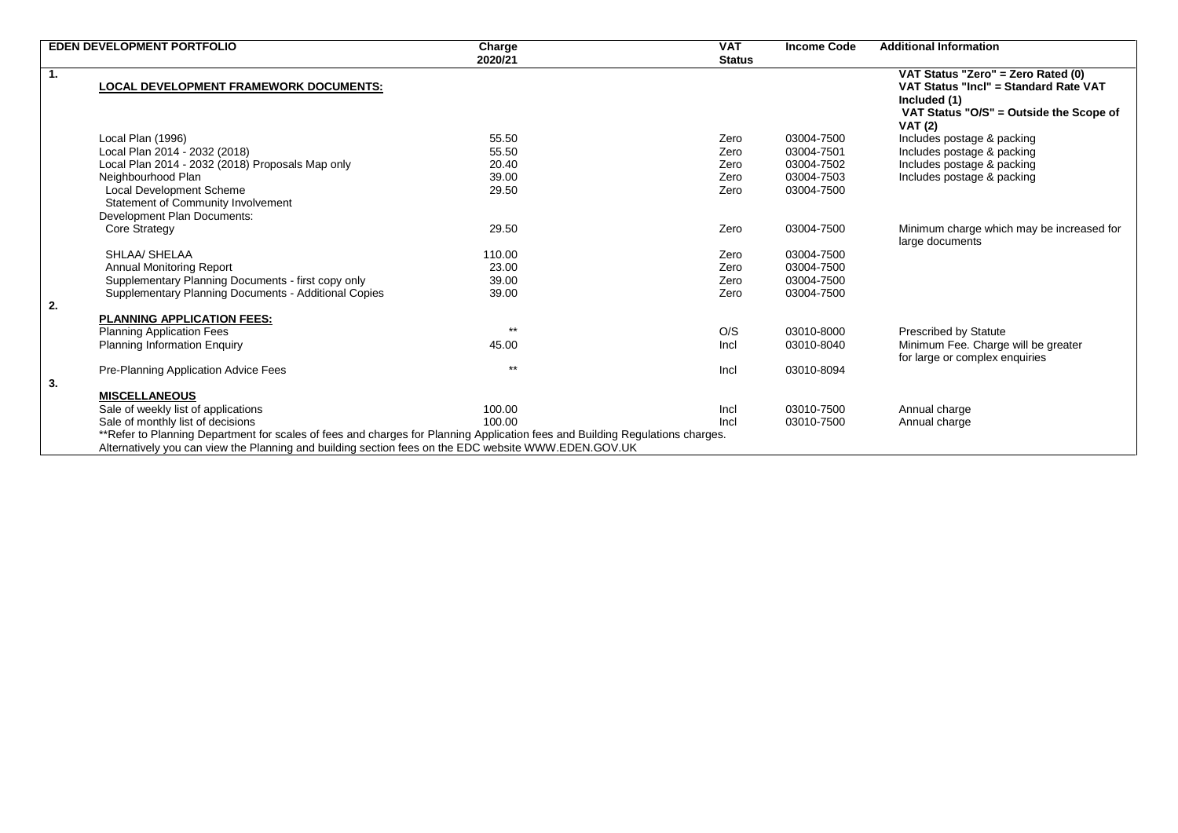| | EDEN DEVELOPMENT PORTFOLIO | Charge 2020/21 | VAT Status | Income Code | Additional Information |
|---|---|---|---|---|---|
| 1. | **LOCAL DEVELOPMENT FRAMEWORK DOCUMENTS:** | | | | **VAT Status "Zero" = Zero Rated (0)** **VAT Status "Incl" = Standard Rate VAT Included (1)** **VAT Status "O/S" = Outside the Scope of VAT (2)** |
| | Local Plan (1996) | 55.50 | Zero | 03004-7500 | Includes postage & packing |
| | Local Plan 2014 - 2032 (2018) | 55.50 | Zero | 03004-7501 | Includes postage & packing |
| | Local Plan 2014 - 2032 (2018) Proposals Map only | 20.40 | Zero | 03004-7502 | Includes postage & packing |
| | Neighbourhood Plan | 39.00 | Zero | 03004-7503 | Includes postage & packing |
| | Local Development Scheme | 29.50 | Zero | 03004-7500 | |
| | Statement of Community Involvement | | | | |
| | Development Plan Documents: | | | | |
| | Core Strategy | 29.50 | Zero | 03004-7500 | Minimum charge which may be increased for large documents |
| | SHLAA/ SHELAA | 110.00 | Zero | 03004-7500 | |
| | Annual Monitoring Report | 23.00 | Zero | 03004-7500 | |
| | Supplementary Planning Documents - first copy only | 39.00 | Zero | 03004-7500 | |
| | Supplementary Planning Documents - Additional Copies | 39.00 | Zero | 03004-7500 | |
| 2. | **PLANNING APPLICATION FEES:** | | | | |
| | Planning Application Fees | ** | O/S | 03010-8000 | Prescribed by Statute |
| | Planning Information Enquiry | 45.00 | Incl | 03010-8040 | Minimum Fee. Charge will be greater for large or complex enquiries |
| | Pre-Planning Application Advice Fees | ** | Incl | 03010-8094 | |
| 3. | **MISCELLANEOUS** | | | | |
| | Sale of weekly list of applications | 100.00 | Incl | 03010-7500 | Annual charge |
| | Sale of monthly list of decisions | 100.00 | Incl | 03010-7500 | Annual charge |

**Refer to Planning Department for scales of fees and charges for Planning Application fees and Building Regulations charges.
Alternatively you can view the Planning and building section fees on the EDC website WWW.EDEN.GOV.UK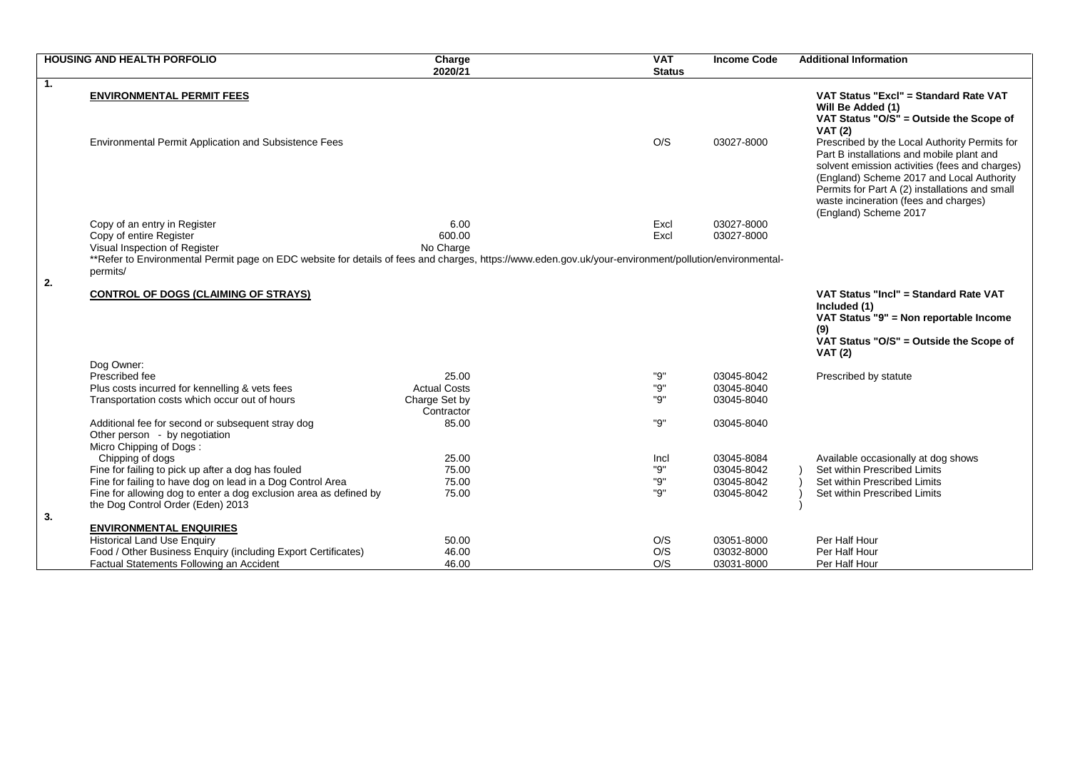| HOUSING AND HEALTH PORFOLIO | Charge 2020/21 | VAT Status | Income Code | Additional Information |
|---|---|---|---|---|
| **1.** | | | | |
| **ENVIRONMENTAL PERMIT FEES** | | | | **VAT Status "Excl" = Standard Rate VAT Will Be Added (1)**<br>**VAT Status "O/S" = Outside the Scope of VAT (2)** |
| Environmental Permit Application and Subsistence Fees | | O/S | 03027-8000 | Prescribed by the Local Authority Permits for Part B installations and mobile plant and solvent emission activities (fees and charges) (England) Scheme 2017 and Local Authority Permits for Part A (2) installations and small waste incineration (fees and charges) (England) Scheme 2017 |
| Copy of an entry in Register | 6.00 | Excl | 03027-8000 | |
| Copy of entire Register | 600.00 | Excl | 03027-8000 | |
| Visual Inspection of Register | No Charge | | | |
| **Refer to Environmental Permit page on EDC website for details of fees and charges, https://www.eden.gov.uk/your-environment/pollution/environmental-permits/ | | | | |
| **2.** | | | | |
| **CONTROL OF DOGS (CLAIMING OF STRAYS)** | | | | **VAT Status "Incl" = Standard Rate VAT Included (1)**<br>**VAT Status "9" = Non reportable Income (9)**<br>**VAT Status "O/S" = Outside the Scope of VAT (2)** |
| Dog Owner: | | | | |
| Prescribed fee | 25.00 | "9" | 03045-8042 | Prescribed by statute |
| Plus costs incurred for kennelling & vets fees | Actual Costs | "9" | 03045-8040 | |
| Transportation costs which occur out of hours | Charge Set by Contractor | "9" | 03045-8040 | |
| Additional fee for second or subsequent stray dog | 85.00 | "9" | 03045-8040 | |
| Other person - by negotiation | | | | |
| Micro Chipping of Dogs : | | | | |
| Chipping of dogs | 25.00 | Incl | 03045-8084 | Available occasionally at dog shows |
| Fine for failing to pick up after a dog has fouled | 75.00 | "9" | 03045-8042 | Set within Prescribed Limits |
| Fine for failing to have dog on lead in a Dog Control Area | 75.00 | "9" | 03045-8042 | Set within Prescribed Limits |
| Fine for allowing dog to enter a dog exclusion area as defined by the Dog Control Order (Eden) 2013 | 75.00 | "9" | 03045-8042 | Set within Prescribed Limits |
| **3.** | | | | |
| **ENVIRONMENTAL ENQUIRIES** | | | | |
| Historical Land Use Enquiry | 50.00 | O/S | 03051-8000 | Per Half Hour |
| Food / Other Business Enquiry (including Export Certificates) | 46.00 | O/S | 03032-8000 | Per Half Hour |
| Factual Statements Following an Accident | 46.00 | O/S | 03031-8000 | Per Half Hour |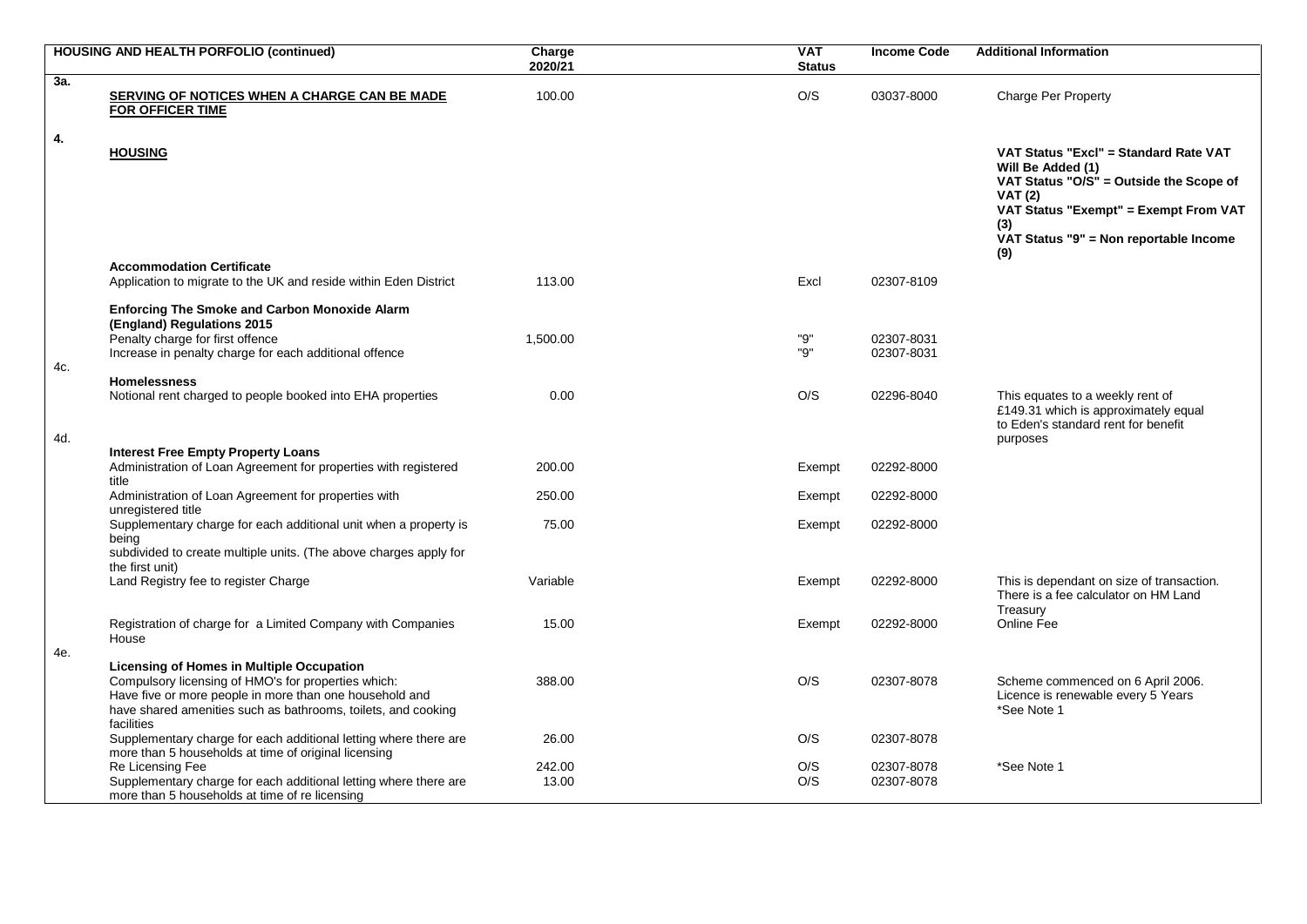| HOUSING AND HEALTH PORFOLIO (continued) | | Charge 2020/21 | VAT Status | Income Code | Additional Information |
|---|---|---|---|---|---|
| 3a. | **SERVING OF NOTICES WHEN A CHARGE CAN BE MADE FOR OFFICER TIME** | 100.00 | O/S | 03037-8000 | Charge Per Property |
| 4. | **HOUSING** | | | | **VAT Status "Excl" = Standard Rate VAT Will Be Added (1)<br>VAT Status "O/S" = Outside the Scope of VAT (2)<br>VAT Status "Exempt" = Exempt From VAT (3)<br>VAT Status "9" = Non reportable Income (9)** |
| | **Accommodation Certificate** | | | | |
| | Application to migrate to the UK and reside within Eden District | 113.00 | Excl | 02307-8109 | |
| | **Enforcing The Smoke and Carbon Monoxide Alarm (England) Regulations 2015** | | | | |
| | Penalty charge for first offence | 1,500.00 | "9" | 02307-8031 | |
| | Increase in penalty charge for each additional offence | | "9" | 02307-8031 | |
| 4c. | **Homelessness** | | | | |
| | Notional rent charged to people booked into EHA properties | 0.00 | O/S | 02296-8040 | This equates to a weekly rent of £149.31 which is approximately equal to Eden's standard rent for benefit purposes |
| 4d. | **Interest Free Empty Property Loans** | | | | |
| | Administration of Loan Agreement for properties with registered title | 200.00 | Exempt | 02292-8000 | |
| | Administration of Loan Agreement for properties with unregistered title | 250.00 | Exempt | 02292-8000 | |
| | Supplementary charge for each additional unit when a property is being subdivided to create multiple units. (The above charges apply for the first unit) | 75.00 | Exempt | 02292-8000 | |
| | Land Registry fee to register Charge | Variable | Exempt | 02292-8000 | This is dependant on size of transaction. There is a fee calculator on HM Land Treasury |
| | Registration of charge for a Limited Company with Companies House | 15.00 | Exempt | 02292-8000 | Online Fee |
| 4e. | **Licensing of Homes in Multiple Occupation** | | | | |
| | Compulsory licensing of HMO's for properties which: Have five or more people in more than one household and have shared amenities such as bathrooms, toilets, and cooking facilities | 388.00 | O/S | 02307-8078 | Scheme commenced on 6 April 2006. Licence is renewable every 5 Years *See Note 1 |
| | Supplementary charge for each additional letting where there are more than 5 households at time of original licensing | 26.00 | O/S | 02307-8078 | |
| | Re Licensing Fee | 242.00 | O/S | 02307-8078 | *See Note 1 |
| | Supplementary charge for each additional letting where there are more than 5 households at time of re licensing | 13.00 | O/S | 02307-8078 | |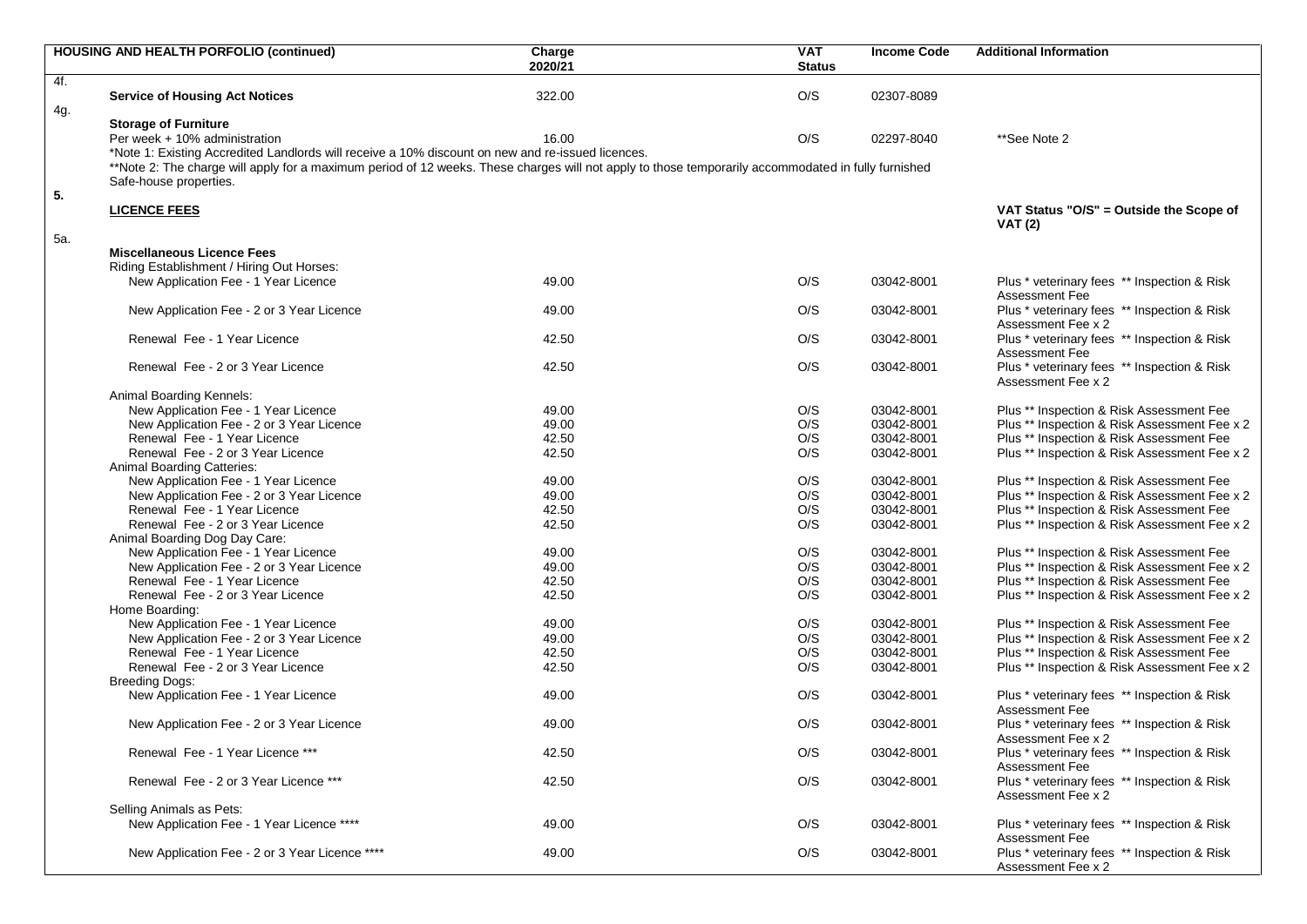| HOUSING AND HEALTH PORFOLIO (continued) | Charge 2020/21 | VAT Status | Income Code | Additional Information |
|---|---|---|---|---|
| 4f. **Service of Housing Act Notices** | 322.00 | O/S | 02307-8089 | |
| 4g. **Storage of Furniture** | | | | |
| Per week + 10% administration | 16.00 | O/S | 02297-8040 | **See Note 2 |
| *Note 1: Existing Accredited Landlords will receive a 10% discount on new and re-issued licences. | | | | |
| **Note 2: The charge will apply for a maximum period of 12 weeks. These charges will not apply to those temporarily accommodated in fully furnished Safe-house properties. | | | | |
| 5. **LICENCE FEES** | | | | **VAT Status "O/S" = Outside the Scope of VAT (2)** |
| 5a. **Miscellaneous Licence Fees** | | | | |
| Riding Establishment / Hiring Out Horses: | | | | |
| New Application Fee - 1 Year Licence | 49.00 | O/S | 03042-8001 | Plus * veterinary fees ** Inspection & Risk Assessment Fee |
| New Application Fee - 2 or 3 Year Licence | 49.00 | O/S | 03042-8001 | Plus * veterinary fees ** Inspection & Risk Assessment Fee x 2 |
| Renewal Fee - 1 Year Licence | 42.50 | O/S | 03042-8001 | Plus * veterinary fees ** Inspection & Risk Assessment Fee |
| Renewal Fee - 2 or 3 Year Licence | 42.50 | O/S | 03042-8001 | Plus * veterinary fees ** Inspection & Risk Assessment Fee x 2 |
| Animal Boarding Kennels: | | | | |
| New Application Fee - 1 Year Licence | 49.00 | O/S | 03042-8001 | Plus ** Inspection & Risk Assessment Fee |
| New Application Fee - 2 or 3 Year Licence | 49.00 | O/S | 03042-8001 | Plus ** Inspection & Risk Assessment Fee x 2 |
| Renewal Fee - 1 Year Licence | 42.50 | O/S | 03042-8001 | Plus ** Inspection & Risk Assessment Fee |
| Renewal Fee - 2 or 3 Year Licence | 42.50 | O/S | 03042-8001 | Plus ** Inspection & Risk Assessment Fee x 2 |
| Animal Boarding Catteries: | | | | |
| New Application Fee - 1 Year Licence | 49.00 | O/S | 03042-8001 | Plus ** Inspection & Risk Assessment Fee |
| New Application Fee - 2 or 3 Year Licence | 49.00 | O/S | 03042-8001 | Plus ** Inspection & Risk Assessment Fee x 2 |
| Renewal Fee - 1 Year Licence | 42.50 | O/S | 03042-8001 | Plus ** Inspection & Risk Assessment Fee |
| Renewal Fee - 2 or 3 Year Licence | 42.50 | O/S | 03042-8001 | Plus ** Inspection & Risk Assessment Fee x 2 |
| Animal Boarding Dog Day Care: | | | | |
| New Application Fee - 1 Year Licence | 49.00 | O/S | 03042-8001 | Plus ** Inspection & Risk Assessment Fee |
| New Application Fee - 2 or 3 Year Licence | 49.00 | O/S | 03042-8001 | Plus ** Inspection & Risk Assessment Fee x 2 |
| Renewal Fee - 1 Year Licence | 42.50 | O/S | 03042-8001 | Plus ** Inspection & Risk Assessment Fee |
| Renewal Fee - 2 or 3 Year Licence | 42.50 | O/S | 03042-8001 | Plus ** Inspection & Risk Assessment Fee x 2 |
| Home Boarding: | | | | |
| New Application Fee - 1 Year Licence | 49.00 | O/S | 03042-8001 | Plus ** Inspection & Risk Assessment Fee |
| New Application Fee - 2 or 3 Year Licence | 49.00 | O/S | 03042-8001 | Plus ** Inspection & Risk Assessment Fee x 2 |
| Renewal Fee - 1 Year Licence | 42.50 | O/S | 03042-8001 | Plus ** Inspection & Risk Assessment Fee |
| Renewal Fee - 2 or 3 Year Licence | 42.50 | O/S | 03042-8001 | Plus ** Inspection & Risk Assessment Fee x 2 |
| Breeding Dogs: | | | | |
| New Application Fee - 1 Year Licence | 49.00 | O/S | 03042-8001 | Plus * veterinary fees ** Inspection & Risk Assessment Fee |
| New Application Fee - 2 or 3 Year Licence | 49.00 | O/S | 03042-8001 | Plus * veterinary fees ** Inspection & Risk Assessment Fee x 2 |
| Renewal Fee - 1 Year Licence *** | 42.50 | O/S | 03042-8001 | Plus * veterinary fees ** Inspection & Risk Assessment Fee |
| Renewal Fee - 2 or 3 Year Licence *** | 42.50 | O/S | 03042-8001 | Plus * veterinary fees ** Inspection & Risk Assessment Fee x 2 |
| Selling Animals as Pets: | | | | |
| New Application Fee - 1 Year Licence **** | 49.00 | O/S | 03042-8001 | Plus * veterinary fees ** Inspection & Risk Assessment Fee |
| New Application Fee - 2 or 3 Year Licence **** | 49.00 | O/S | 03042-8001 | Plus * veterinary fees ** Inspection & Risk Assessment Fee x 2 |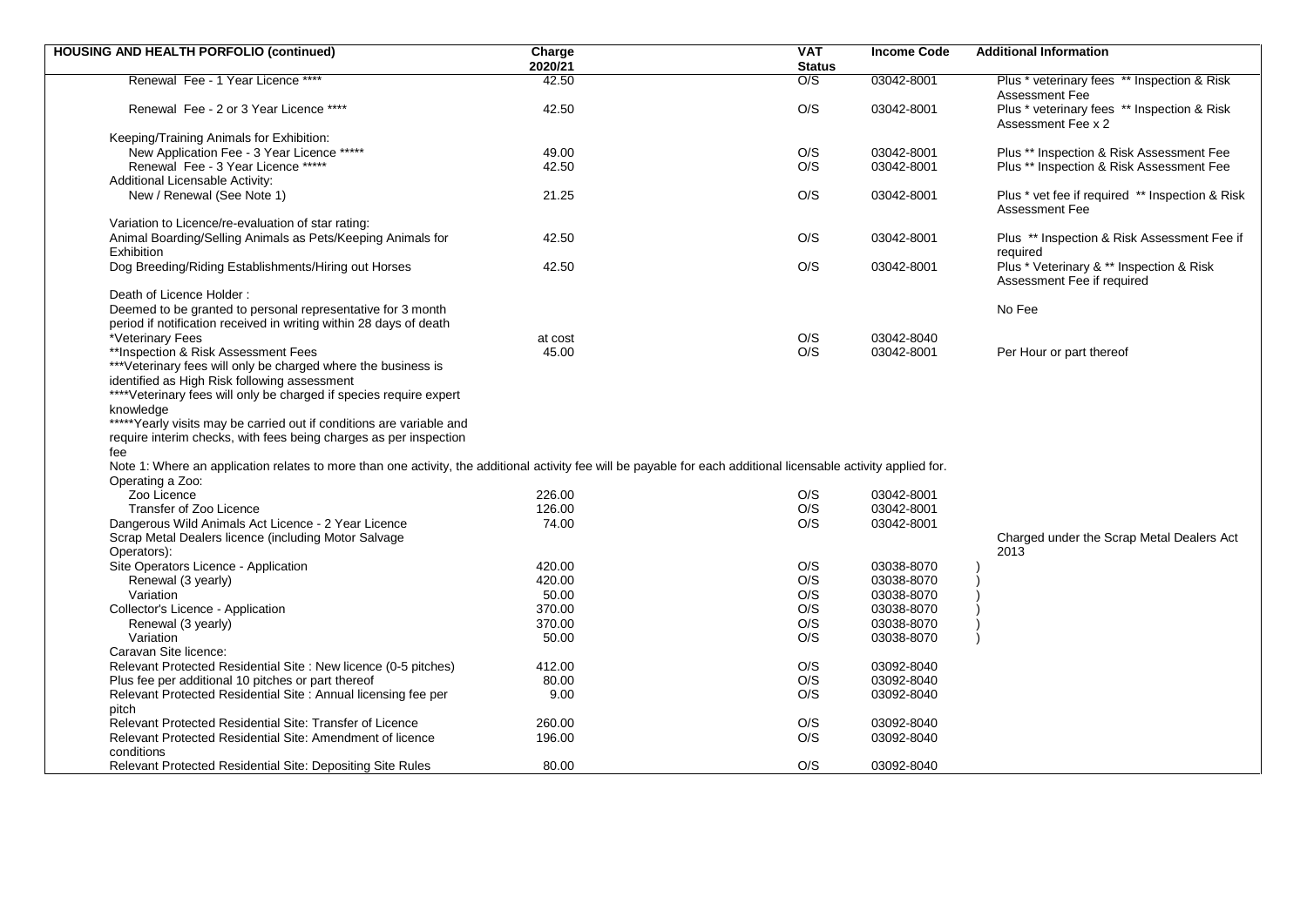| HOUSING AND HEALTH PORFOLIO (continued) | Charge 2020/21 | VAT Status | Income Code | Additional Information |
|---|---|---|---|---|
| Renewal Fee - 1 Year Licence **** | 42.50 | O/S | 03042-8001 | Plus * veterinary fees ** Inspection & Risk Assessment Fee |
| Renewal Fee - 2 or 3 Year Licence **** | 42.50 | O/S | 03042-8001 | Plus * veterinary fees ** Inspection & Risk Assessment Fee x 2 |
| Keeping/Training Animals for Exhibition: | | | | |
| New Application Fee - 3 Year Licence ***** | 49.00 | O/S | 03042-8001 | Plus ** Inspection & Risk Assessment Fee |
| Renewal Fee - 3 Year Licence ***** | 42.50 | O/S | 03042-8001 | Plus ** Inspection & Risk Assessment Fee |
| Additional Licensable Activity: | | | | |
| New / Renewal (See Note 1) | 21.25 | O/S | 03042-8001 | Plus * vet fee if required ** Inspection & Risk Assessment Fee |
| Variation to Licence/re-evaluation of star rating: | | | | |
| Animal Boarding/Selling Animals as Pets/Keeping Animals for Exhibition | 42.50 | O/S | 03042-8001 | Plus ** Inspection & Risk Assessment Fee if required |
| Dog Breeding/Riding Establishments/Hiring out Horses | 42.50 | O/S | 03042-8001 | Plus * Veterinary & ** Inspection & Risk Assessment Fee if required |
| Death of Licence Holder : | | | | |
| Deemed to be granted to personal representative for 3 month period if notification received in writing within 28 days of death | | | | No Fee |
| *Veterinary Fees | at cost | O/S | 03042-8040 | |
| **Inspection & Risk Assessment Fees | 45.00 | O/S | 03042-8001 | Per Hour or part thereof |
| ***Veterinary fees will only be charged where the business is identified as High Risk following assessment | | | | |
| ****Veterinary fees will only be charged if species require expert knowledge | | | | |
| *****Yearly visits may be carried out if conditions are variable and require interim checks, with fees being charges as per inspection fee | | | | |
| Note 1: Where an application relates to more than one activity, the additional activity fee will be payable for each additional licensable activity applied for. | | | | |
| Operating a Zoo: | | | | |
| Zoo Licence | 226.00 | O/S | 03042-8001 | |
| Transfer of Zoo Licence | 126.00 | O/S | 03042-8001 | |
| Dangerous Wild Animals Act Licence - 2 Year Licence | 74.00 | O/S | 03042-8001 | |
| Scrap Metal Dealers licence (including Motor Salvage Operators): | | | | Charged under the Scrap Metal Dealers Act 2013 |
| Site Operators Licence - Application | 420.00 | O/S | 03038-8070 | ) |
| Renewal (3 yearly) | 420.00 | O/S | 03038-8070 | ) |
| Variation | 50.00 | O/S | 03038-8070 | ) |
| Collector's Licence - Application | 370.00 | O/S | 03038-8070 | ) |
| Renewal (3 yearly) | 370.00 | O/S | 03038-8070 | ) |
| Variation | 50.00 | O/S | 03038-8070 | ) |
| Caravan Site licence: | | | | |
| Relevant Protected Residential Site : New licence (0-5 pitches) | 412.00 | O/S | 03092-8040 | |
| Plus fee per additional 10 pitches or part thereof | 80.00 | O/S | 03092-8040 | |
| Relevant Protected Residential Site : Annual licensing fee per pitch | 9.00 | O/S | 03092-8040 | |
| Relevant Protected Residential Site: Transfer of Licence | 260.00 | O/S | 03092-8040 | |
| Relevant Protected Residential Site: Amendment of licence conditions | 196.00 | O/S | 03092-8040 | |
| Relevant Protected Residential Site: Depositing Site Rules | 80.00 | O/S | 03092-8040 | |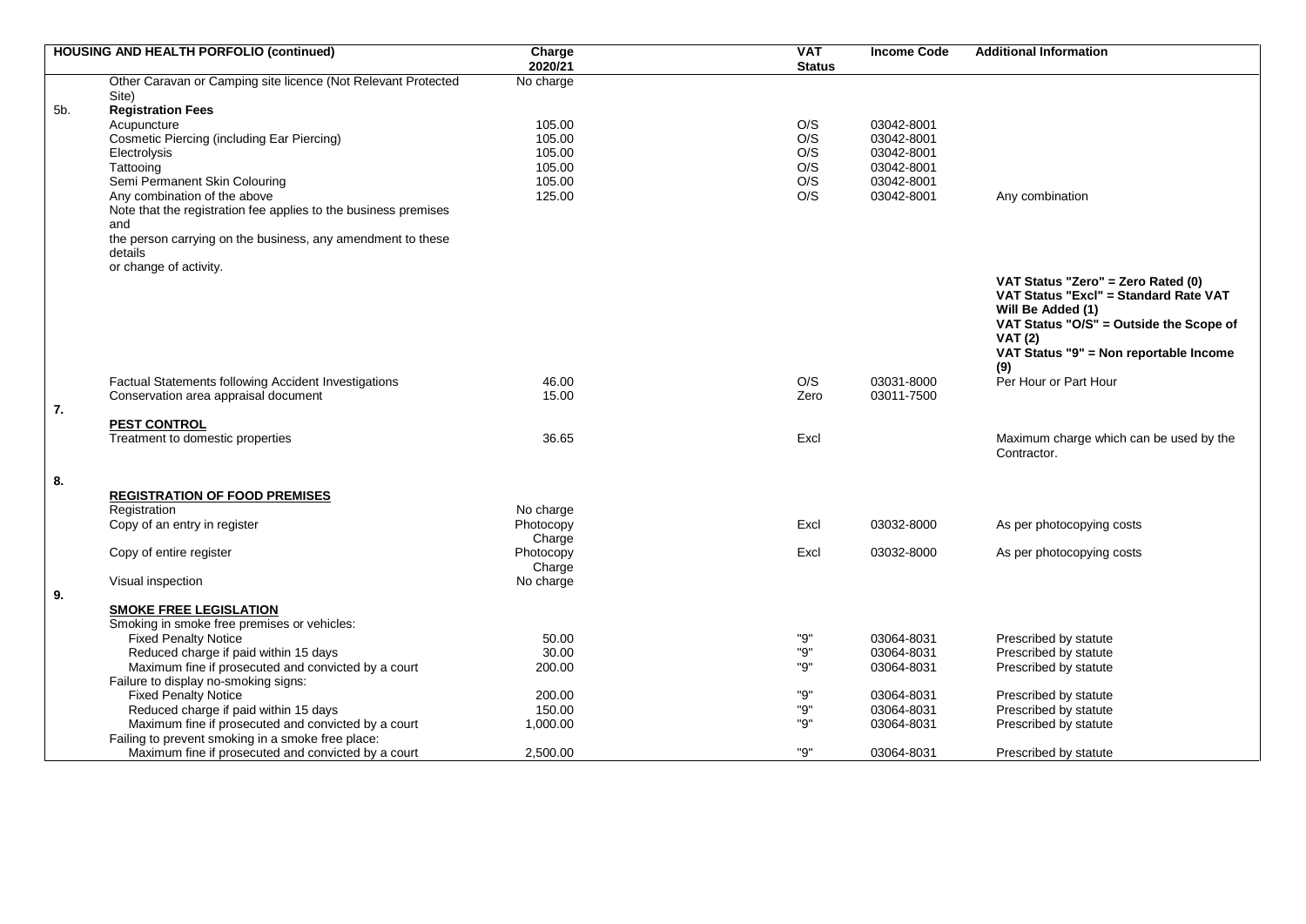| HOUSING AND HEALTH PORFOLIO (continued) | | Charge 2020/21 | VAT Status | Income Code | Additional Information |
|---|---|---|---|---|---|
| | Other Caravan or Camping site licence (Not Relevant Protected Site) | No charge | | | |
| 5b. | **Registration Fees** | | | | |
| | Acupuncture | 105.00 | O/S | 03042-8001 | |
| | Cosmetic Piercing (including Ear Piercing) | 105.00 | O/S | 03042-8001 | |
| | Electrolysis | 105.00 | O/S | 03042-8001 | |
| | Tattooing | 105.00 | O/S | 03042-8001 | |
| | Semi Permanent Skin Colouring | 105.00 | O/S | 03042-8001 | |
| | Any combination of the above | 125.00 | O/S | 03042-8001 | Any combination |
| | Note that the registration fee applies to the business premises and the person carrying on the business, any amendment to these details or change of activity. | | | | |
| | | | | | **VAT Status "Zero" = Zero Rated (0)** **VAT Status "Excl" = Standard Rate VAT Will Be Added (1)** **VAT Status "O/S" = Outside the Scope of VAT (2)** **VAT Status "9" = Non reportable Income (9)** |
| | Factual Statements following Accident Investigations | 46.00 | O/S | 03031-8000 | Per Hour or Part Hour |
| | Conservation area appraisal document | 15.00 | Zero | 03011-7500 | |
| **7.** | **PEST CONTROL** | | | | |
| | Treatment to domestic properties | 36.65 | Excl | | Maximum charge which can be used by the Contractor. |
| **8.** | **REGISTRATION OF FOOD PREMISES** | | | | |
| | Registration | No charge | | | |
| | Copy of an entry in register | Photocopy Charge | Excl | 03032-8000 | As per photocopying costs |
| | Copy of entire register | Photocopy Charge | Excl | 03032-8000 | As per photocopying costs |
| | Visual inspection | No charge | | | |
| **9.** | **SMOKE FREE LEGISLATION** | | | | |
| | Smoking in smoke free premises or vehicles: | | | | |
| | Fixed Penalty Notice | 50.00 | "9" | 03064-8031 | Prescribed by statute |
| | Reduced charge if paid within 15 days | 30.00 | "9" | 03064-8031 | Prescribed by statute |
| | Maximum fine if prosecuted and convicted by a court | 200.00 | "9" | 03064-8031 | Prescribed by statute |
| | Failure to display no-smoking signs: | | | | |
| | Fixed Penalty Notice | 200.00 | "9" | 03064-8031 | Prescribed by statute |
| | Reduced charge if paid within 15 days | 150.00 | "9" | 03064-8031 | Prescribed by statute |
| | Maximum fine if prosecuted and convicted by a court | 1,000.00 | "9" | 03064-8031 | Prescribed by statute |
| | Failing to prevent smoking in a smoke free place: | | | | |
| | Maximum fine if prosecuted and convicted by a court | 2,500.00 | "9" | 03064-8031 | Prescribed by statute |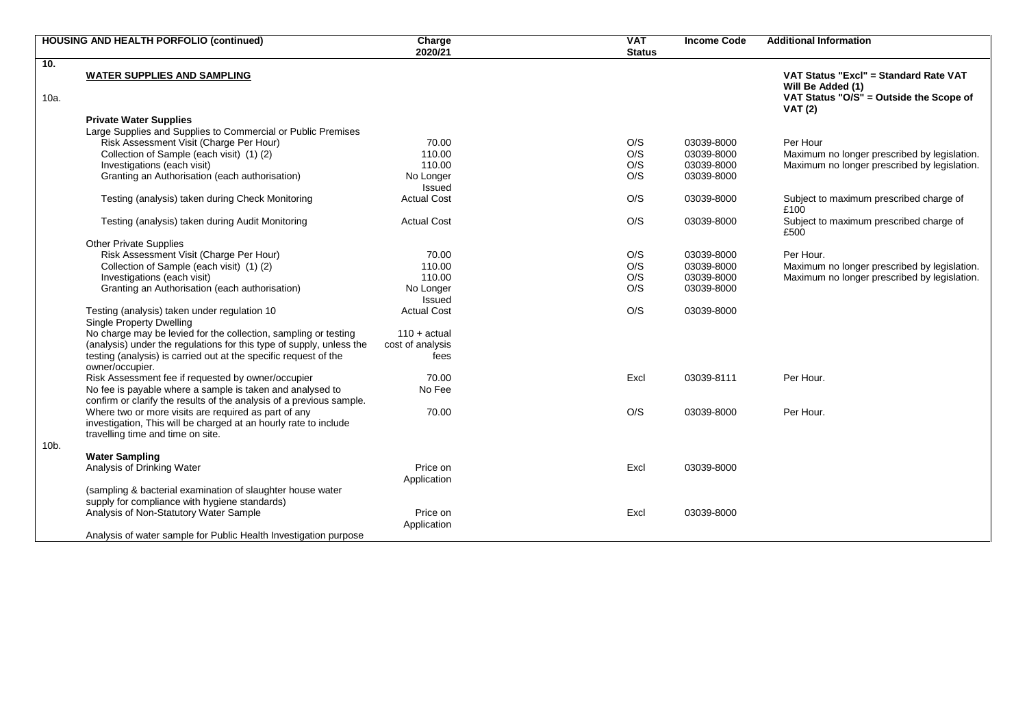| | HOUSING AND HEALTH PORFOLIO (continued) | Charge 2020/21 | VAT Status | Income Code | Additional Information |
|---|---|---|---|---|---|
| 10. | **WATER SUPPLIES AND SAMPLING** | | | | **VAT Status "Excl" = Standard Rate VAT Will Be Added (1)** |
| 10a. | | | | | **VAT Status "O/S" = Outside the Scope of VAT (2)** |
| | **Private Water Supplies** | | | | |
| | Large Supplies and Supplies to Commercial or Public Premises | | | | |
| | Risk Assessment Visit (Charge Per Hour) | 70.00 | O/S | 03039-8000 | Per Hour |
| | Collection of Sample (each visit) (1) (2) | 110.00 | O/S | 03039-8000 | Maximum no longer prescribed by legislation. |
| | Investigations (each visit) | 110.00 | O/S | 03039-8000 | Maximum no longer prescribed by legislation. |
| | Granting an Authorisation (each authorisation) | No Longer Issued | O/S | 03039-8000 | |
| | Testing (analysis) taken during Check Monitoring | Actual Cost | O/S | 03039-8000 | Subject to maximum prescribed charge of £100 |
| | Testing (analysis) taken during Audit Monitoring | Actual Cost | O/S | 03039-8000 | Subject to maximum prescribed charge of £500 |
| | Other Private Supplies | | | | |
| | Risk Assessment Visit (Charge Per Hour) | 70.00 | O/S | 03039-8000 | Per Hour. |
| | Collection of Sample (each visit) (1) (2) | 110.00 | O/S | 03039-8000 | Maximum no longer prescribed by legislation. |
| | Investigations (each visit) | 110.00 | O/S | 03039-8000 | Maximum no longer prescribed by legislation. |
| | Granting an Authorisation (each authorisation) | No Longer Issued | O/S | 03039-8000 | |
| | Testing (analysis) taken under regulation 10 | Actual Cost | O/S | 03039-8000 | |
| | Single Property Dwelling | | | | |
| | No charge may be levied for the collection, sampling or testing (analysis) under the regulations for this type of supply, unless the testing (analysis) is carried out at the specific request of the owner/occupier. | 110 + actual cost of analysis fees | | | |
| | Risk Assessment fee if requested by owner/occupier | 70.00 | Excl | 03039-8111 | Per Hour. |
| | No fee is payable where a sample is taken and analysed to confirm or clarify the results of the analysis of a previous sample. | No Fee | | | |
| | Where two or more visits are required as part of any investigation, This will be charged at an hourly rate to include travelling time and time on site. | 70.00 | O/S | 03039-8000 | Per Hour. |
| 10b. | **Water Sampling** | | | | |
| | Analysis of Drinking Water | Price on Application | Excl | 03039-8000 | |
| | (sampling & bacterial examination of slaughter house water supply for compliance with hygiene standards) | | | | |
| | Analysis of Non-Statutory Water Sample | Price on Application | Excl | 03039-8000 | |
| | Analysis of water sample for Public Health Investigation purpose | | | | |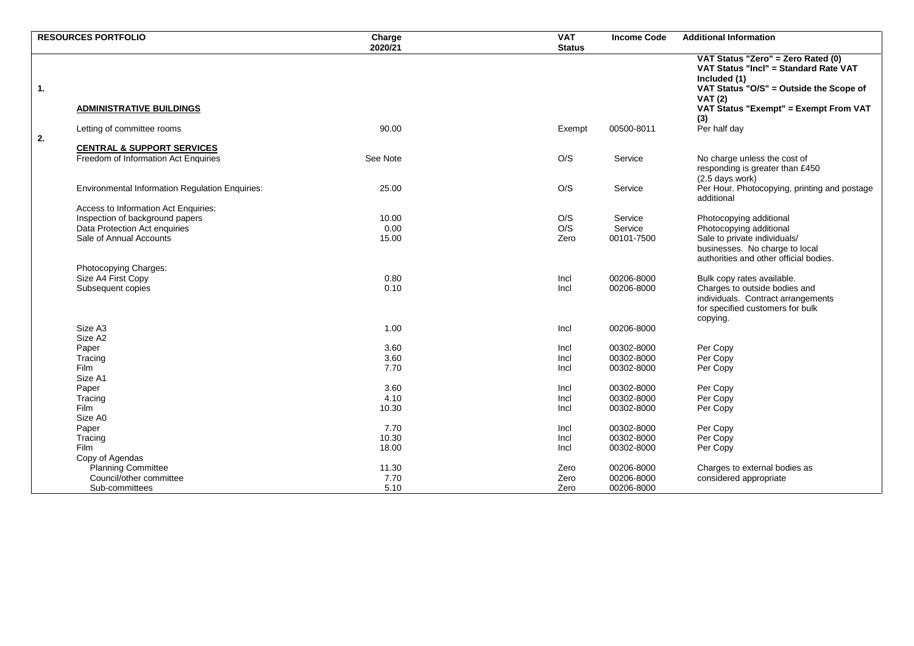| RESOURCES PORTFOLIO | | Charge 2020/21 | VAT Status | Income Code | Additional Information |
|---|---|---|---|---|---|
| 1. | **ADMINISTRATIVE BUILDINGS** | | | | **VAT Status "Zero" = Zero Rated (0)** **VAT Status "Incl" = Standard Rate VAT Included (1)** **VAT Status "O/S" = Outside the Scope of VAT (2)** **VAT Status "Exempt" = Exempt From VAT (3)** |
| | Letting of committee rooms | 90.00 | Exempt | 00500-8011 | Per half day |
| 2. | **CENTRAL & SUPPORT SERVICES** | | | | |
| | Freedom of Information Act Enquiries | See Note | O/S | Service | No charge unless the cost of responding is greater than £450 (2.5 days work) |
| | Environmental Information Regulation Enquiries: | 25.00 | O/S | Service | Per Hour. Photocopying, printing and postage additional |
| | Access to Information Act Enquiries: | | | | |
| | Inspection of background papers | 10.00 | O/S | Service | Photocopying additional |
| | Data Protection Act enquiries | 0.00 | O/S | Service | Photocopying additional |
| | Sale of Annual Accounts | 15.00 | Zero | 00101-7500 | Sale to private individuals/ businesses. No charge to local authorities and other official bodies. |
| | Photocopying Charges: | | | | |
| | Size A4 First Copy | 0.80 | Incl | 00206-8000 | Bulk copy rates available. |
| | Subsequent copies | 0.10 | Incl | 00206-8000 | Charges to outside bodies and individuals. Contract arrangements for specified customers for bulk copying. |
| | Size A3 | 1.00 | Incl | 00206-8000 | |
| | Size A2 | | | | |
| | Paper | 3.60 | Incl | 00302-8000 | Per Copy |
| | Tracing | 3.60 | Incl | 00302-8000 | Per Copy |
| | Film | 7.70 | Incl | 00302-8000 | Per Copy |
| | Size A1 | | | | |
| | Paper | 3.60 | Incl | 00302-8000 | Per Copy |
| | Tracing | 4.10 | Incl | 00302-8000 | Per Copy |
| | Film | 10.30 | Incl | 00302-8000 | Per Copy |
| | Size A0 | | | | |
| | Paper | 7.70 | Incl | 00302-8000 | Per Copy |
| | Tracing | 10.30 | Incl | 00302-8000 | Per Copy |
| | Film | 18.00 | Incl | 00302-8000 | Per Copy |
| | Copy of Agendas | | | | |
| | Planning Committee | 11.30 | Zero | 00206-8000 | Charges to external bodies as considered appropriate |
| | Council/other committee | 7.70 | Zero | 00206-8000 | |
| | Sub-committees | 5.10 | Zero | 00206-8000 | |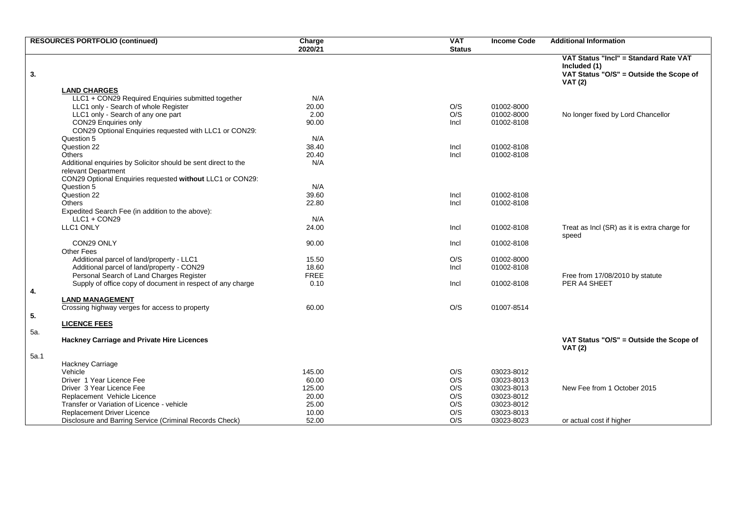| RESOURCES PORTFOLIO (continued) | | Charge 2020/21 | VAT Status | Income Code | Additional Information |
|---|---|---|---|---|---|
| 3. | | | | | VAT Status "Incl" = Standard Rate VAT Included (1)<br>VAT Status "O/S" = Outside the Scope of VAT (2) |
| | **LAND CHARGES** | | | | |
| | LLC1 + CON29 Required Enquiries submitted together | N/A | | | |
| | LLC1 only - Search of whole Register | 20.00 | O/S | 01002-8000 | |
| | LLC1 only - Search of any one part | 2.00 | O/S | 01002-8000 | No longer fixed by Lord Chancellor |
| | CON29 Enquiries only | 90.00 | Incl | 01002-8108 | |
| | CON29 Optional Enquiries requested with LLC1 or CON29: | | | | |
| | Question 5 | N/A | | | |
| | Question 22 | 38.40 | Incl | 01002-8108 | |
| | Others | 20.40 | Incl | 01002-8108 | |
| | Additional enquiries by Solicitor should be sent direct to the relevant Department | N/A | | | |
| | CON29 Optional Enquiries requested **without** LLC1 or CON29: | | | | |
| | Question 5 | N/A | | | |
| | Question 22 | 39.60 | Incl | 01002-8108 | |
| | Others | 22.80 | Incl | 01002-8108 | |
| | Expedited Search Fee (in addition to the above): | | | | |
| | LLC1 + CON29 | N/A | | | |
| | LLC1 ONLY | 24.00 | Incl | 01002-8108 | Treat as Incl (SR) as it is extra charge for speed |
| | CON29 ONLY | 90.00 | Incl | 01002-8108 | |
| | Other Fees | | | | |
| | Additional parcel of land/property - LLC1 | 15.50 | O/S | 01002-8000 | |
| | Additional parcel of land/property - CON29 | 18.60 | Incl | 01002-8108 | |
| | Personal Search of Land Charges Register | FREE | | | Free from 17/08/2010 by statute |
| | Supply of office copy of document in respect of any charge | 0.10 | Incl | 01002-8108 | PER A4 SHEET |
| 4. | | | | | |
| | **LAND MANAGEMENT** | | | | |
| | Crossing highway verges for access to property | 60.00 | O/S | 01007-8514 | |
| 5. | | | | | |
| | **LICENCE FEES** | | | | |
| 5a. | | | | | |
| | **Hackney Carriage and Private Hire Licences** | | | | VAT Status "O/S" = Outside the Scope of VAT (2) |
| 5a.1 | | | | | |
| | Hackney Carriage | | | | |
| | Vehicle | 145.00 | O/S | 03023-8012 | |
| | Driver 1 Year Licence Fee | 60.00 | O/S | 03023-8013 | |
| | Driver 3 Year Licence Fee | 125.00 | O/S | 03023-8013 | New Fee from 1 October 2015 |
| | Replacement Vehicle Licence | 20.00 | O/S | 03023-8012 | |
| | Transfer or Variation of Licence - vehicle | 25.00 | O/S | 03023-8012 | |
| | Replacement Driver Licence | 10.00 | O/S | 03023-8013 | |
| | Disclosure and Barring Service (Criminal Records Check) | 52.00 | O/S | 03023-8023 | or actual cost if higher |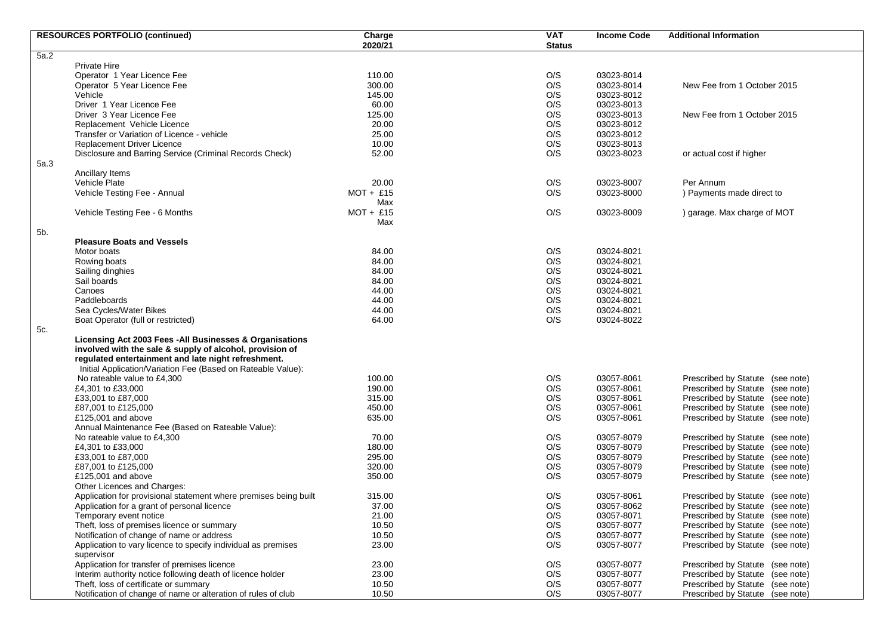| RESOURCES PORTFOLIO (continued) | | Charge 2020/21 | VAT Status | Income Code | Additional Information |
|---|---|---|---|---|---|
| 5a.2 | | | | | |
| | Private Hire | | | | |
| | Operator 1 Year Licence Fee | 110.00 | O/S | 03023-8014 | |
| | Operator 5 Year Licence Fee | 300.00 | O/S | 03023-8014 | New Fee from 1 October 2015 |
| | Vehicle | 145.00 | O/S | 03023-8012 | |
| | Driver 1 Year Licence Fee | 60.00 | O/S | 03023-8013 | |
| | Driver 3 Year Licence Fee | 125.00 | O/S | 03023-8013 | New Fee from 1 October 2015 |
| | Replacement Vehicle Licence | 20.00 | O/S | 03023-8012 | |
| | Transfer or Variation of Licence - vehicle | 25.00 | O/S | 03023-8012 | |
| | Replacement Driver Licence | 10.00 | O/S | 03023-8013 | |
| | Disclosure and Barring Service (Criminal Records Check) | 52.00 | O/S | 03023-8023 | or actual cost if higher |
| 5a.3 | | | | | |
| | Ancillary Items | | | | |
| | Vehicle Plate | 20.00 | O/S | 03023-8007 | Per Annum |
| | Vehicle Testing Fee - Annual | MOT + £15 Max | O/S | 03023-8000 | ) Payments made direct to |
| | Vehicle Testing Fee - 6 Months | MOT + £15 Max | O/S | 03023-8009 | ) garage. Max charge of MOT |
| 5b. | | | | | |
| | **Pleasure Boats and Vessels** | | | | |
| | Motor boats | 84.00 | O/S | 03024-8021 | |
| | Rowing boats | 84.00 | O/S | 03024-8021 | |
| | Sailing dinghies | 84.00 | O/S | 03024-8021 | |
| | Sail boards | 84.00 | O/S | 03024-8021 | |
| | Canoes | 44.00 | O/S | 03024-8021 | |
| | Paddleboards | 44.00 | O/S | 03024-8021 | |
| | Sea Cycles/Water Bikes | 44.00 | O/S | 03024-8021 | |
| | Boat Operator (full or restricted) | 64.00 | O/S | 03024-8022 | |
| 5c. | | | | | |
| | **Licensing Act 2003 Fees -All Businesses & Organisations involved with the sale & supply of alcohol, provision of regulated entertainment and late night refreshment.** | | | | |
| | Initial Application/Variation Fee (Based on Rateable Value): | | | | |
| | No rateable value to £4,300 | 100.00 | O/S | 03057-8061 | Prescribed by Statute (see note) |
| | £4,301 to £33,000 | 190.00 | O/S | 03057-8061 | Prescribed by Statute (see note) |
| | £33,001 to £87,000 | 315.00 | O/S | 03057-8061 | Prescribed by Statute (see note) |
| | £87,001 to £125,000 | 450.00 | O/S | 03057-8061 | Prescribed by Statute (see note) |
| | £125,001 and above | 635.00 | O/S | 03057-8061 | Prescribed by Statute (see note) |
| | Annual Maintenance Fee (Based on Rateable Value): | | | | |
| | No rateable value to £4,300 | 70.00 | O/S | 03057-8079 | Prescribed by Statute (see note) |
| | £4,301 to £33,000 | 180.00 | O/S | 03057-8079 | Prescribed by Statute (see note) |
| | £33,001 to £87,000 | 295.00 | O/S | 03057-8079 | Prescribed by Statute (see note) |
| | £87,001 to £125,000 | 320.00 | O/S | 03057-8079 | Prescribed by Statute (see note) |
| | £125,001 and above | 350.00 | O/S | 03057-8079 | Prescribed by Statute (see note) |
| | Other Licences and Charges: | | | | |
| | Application for provisional statement where premises being built | 315.00 | O/S | 03057-8061 | Prescribed by Statute (see note) |
| | Application for a grant of personal licence | 37.00 | O/S | 03057-8062 | Prescribed by Statute (see note) |
| | Temporary event notice | 21.00 | O/S | 03057-8071 | Prescribed by Statute (see note) |
| | Theft, loss of premises licence or summary | 10.50 | O/S | 03057-8077 | Prescribed by Statute (see note) |
| | Notification of change of name or address | 10.50 | O/S | 03057-8077 | Prescribed by Statute (see note) |
| | Application to vary licence to specify individual as premises supervisor | 23.00 | O/S | 03057-8077 | Prescribed by Statute (see note) |
| | Application for transfer of premises licence | 23.00 | O/S | 03057-8077 | Prescribed by Statute (see note) |
| | Interim authority notice following death of licence holder | 23.00 | O/S | 03057-8077 | Prescribed by Statute (see note) |
| | Theft, loss of certificate or summary | 10.50 | O/S | 03057-8077 | Prescribed by Statute (see note) |
| | Notification of change of name or alteration of rules of club | 10.50 | O/S | 03057-8077 | Prescribed by Statute (see note) |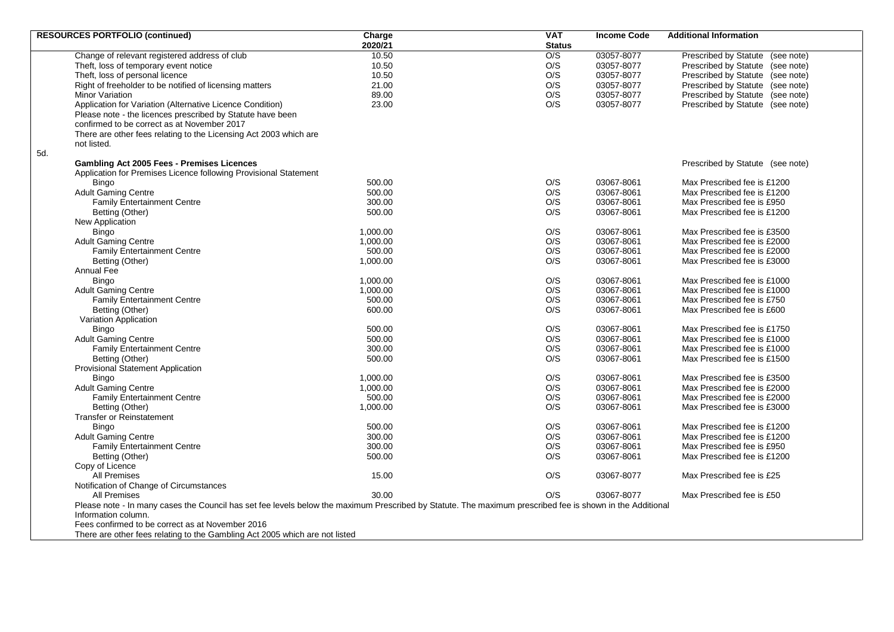| RESOURCES PORTFOLIO (continued) | Charge 2020/21 | VAT Status | Income Code | Additional Information |
|---|---|---|---|---|
| Change of relevant registered address of club | 10.50 | O/S | 03057-8077 | Prescribed by Statute (see note) |
| Theft, loss of temporary event notice | 10.50 | O/S | 03057-8077 | Prescribed by Statute (see note) |
| Theft, loss of personal licence | 10.50 | O/S | 03057-8077 | Prescribed by Statute (see note) |
| Right of freeholder to be notified of licensing matters | 21.00 | O/S | 03057-8077 | Prescribed by Statute (see note) |
| Minor Variation | 89.00 | O/S | 03057-8077 | Prescribed by Statute (see note) |
| Application for Variation (Alternative Licence Condition) | 23.00 | O/S | 03057-8077 | Prescribed by Statute (see note) |
| Please note - the licences prescribed by Statute have been confirmed to be correct as at November 2017 | | | | |
| There are other fees relating to the Licensing Act 2003 which are not listed. | | | | |
| 5d. | | | | |
| **Gambling Act 2005 Fees - Premises Licences** | | | | Prescribed by Statute (see note) |
| Application for Premises Licence following Provisional Statement | | | | |
| Bingo | 500.00 | O/S | 03067-8061 | Max Prescribed fee is £1200 |
| Adult Gaming Centre | 500.00 | O/S | 03067-8061 | Max Prescribed fee is £1200 |
| Family Entertainment Centre | 300.00 | O/S | 03067-8061 | Max Prescribed fee is £950 |
| Betting (Other) | 500.00 | O/S | 03067-8061 | Max Prescribed fee is £1200 |
| New Application | | | | |
| Bingo | 1,000.00 | O/S | 03067-8061 | Max Prescribed fee is £3500 |
| Adult Gaming Centre | 1,000.00 | O/S | 03067-8061 | Max Prescribed fee is £2000 |
| Family Entertainment Centre | 500.00 | O/S | 03067-8061 | Max Prescribed fee is £2000 |
| Betting (Other) | 1,000.00 | O/S | 03067-8061 | Max Prescribed fee is £3000 |
| Annual Fee | | | | |
| Bingo | 1,000.00 | O/S | 03067-8061 | Max Prescribed fee is £1000 |
| Adult Gaming Centre | 1,000.00 | O/S | 03067-8061 | Max Prescribed fee is £1000 |
| Family Entertainment Centre | 500.00 | O/S | 03067-8061 | Max Prescribed fee is £750 |
| Betting (Other) | 600.00 | O/S | 03067-8061 | Max Prescribed fee is £600 |
| Variation Application | | | | |
| Bingo | 500.00 | O/S | 03067-8061 | Max Prescribed fee is £1750 |
| Adult Gaming Centre | 500.00 | O/S | 03067-8061 | Max Prescribed fee is £1000 |
| Family Entertainment Centre | 300.00 | O/S | 03067-8061 | Max Prescribed fee is £1000 |
| Betting (Other) | 500.00 | O/S | 03067-8061 | Max Prescribed fee is £1500 |
| Provisional Statement Application | | | | |
| Bingo | 1,000.00 | O/S | 03067-8061 | Max Prescribed fee is £3500 |
| Adult Gaming Centre | 1,000.00 | O/S | 03067-8061 | Max Prescribed fee is £2000 |
| Family Entertainment Centre | 500.00 | O/S | 03067-8061 | Max Prescribed fee is £2000 |
| Betting (Other) | 1,000.00 | O/S | 03067-8061 | Max Prescribed fee is £3000 |
| Transfer or Reinstatement | | | | |
| Bingo | 500.00 | O/S | 03067-8061 | Max Prescribed fee is £1200 |
| Adult Gaming Centre | 300.00 | O/S | 03067-8061 | Max Prescribed fee is £1200 |
| Family Entertainment Centre | 300.00 | O/S | 03067-8061 | Max Prescribed fee is £950 |
| Betting (Other) | 500.00 | O/S | 03067-8061 | Max Prescribed fee is £1200 |
| Copy of Licence | | | | |
| All Premises | 15.00 | O/S | 03067-8077 | Max Prescribed fee is £25 |
| Notification of Change of Circumstances | | | | |
| All Premises | 30.00 | O/S | 03067-8077 | Max Prescribed fee is £50 |

Please note - In many cases the Council has set fee levels below the maximum Prescribed by Statute. The maximum prescribed fee is shown in the Additional Information column.

Fees confirmed to be correct as at November 2016

There are other fees relating to the Gambling Act 2005 which are not listed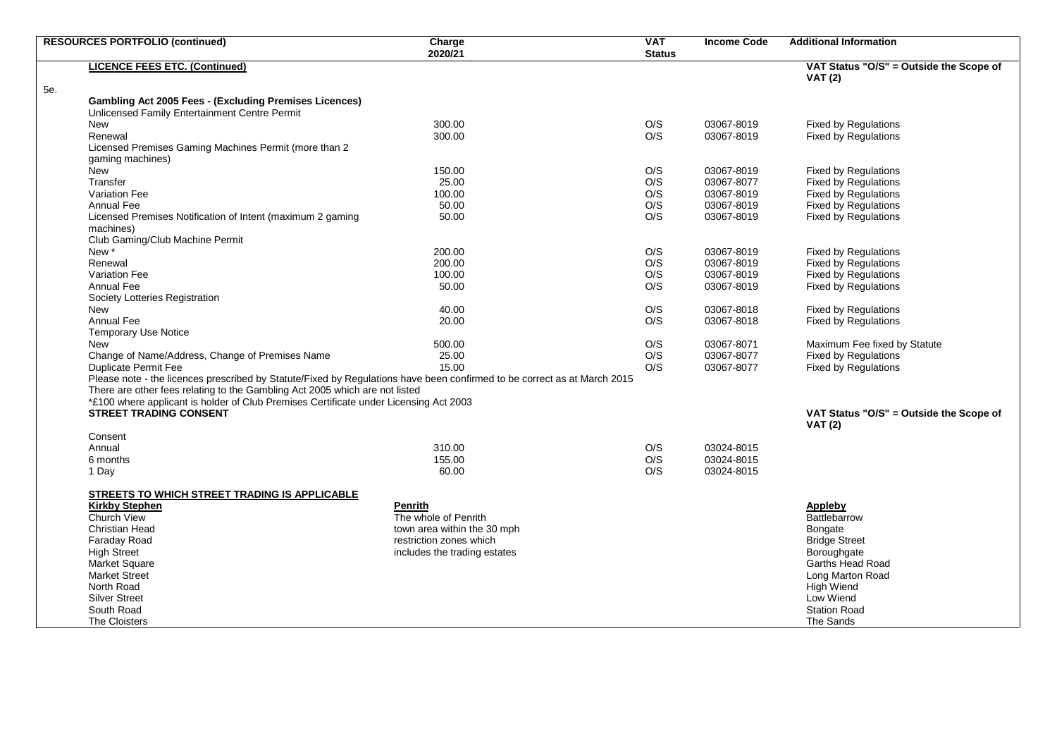| RESOURCES PORTFOLIO (continued) | Charge 2020/21 | VAT Status | Income Code | Additional Information |
|---|---|---|---|---|
| **LICENCE FEES ETC. (Continued)** | | | | **VAT Status "O/S" = Outside the Scope of VAT (2)** |
| 5e. | | | | |
| **Gambling Act 2005 Fees - (Excluding Premises Licences)** | | | | |
| Unlicensed Family Entertainment Centre Permit | | | | |
| New | 300.00 | O/S | 03067-8019 | Fixed by Regulations |
| Renewal | 300.00 | O/S | 03067-8019 | Fixed by Regulations |
| Licensed Premises Gaming Machines Permit (more than 2 gaming machines) | | | | |
| New | 150.00 | O/S | 03067-8019 | Fixed by Regulations |
| Transfer | 25.00 | O/S | 03067-8077 | Fixed by Regulations |
| Variation Fee | 100.00 | O/S | 03067-8019 | Fixed by Regulations |
| Annual Fee | 50.00 | O/S | 03067-8019 | Fixed by Regulations |
| Licensed Premises Notification of Intent (maximum 2 gaming machines) | 50.00 | O/S | 03067-8019 | Fixed by Regulations |
| Club Gaming/Club Machine Permit | | | | |
| New * | 200.00 | O/S | 03067-8019 | Fixed by Regulations |
| Renewal | 200.00 | O/S | 03067-8019 | Fixed by Regulations |
| Variation Fee | 100.00 | O/S | 03067-8019 | Fixed by Regulations |
| Annual Fee | 50.00 | O/S | 03067-8019 | Fixed by Regulations |
| Society Lotteries Registration | | | | |
| New | 40.00 | O/S | 03067-8018 | Fixed by Regulations |
| Annual Fee | 20.00 | O/S | 03067-8018 | Fixed by Regulations |
| Temporary Use Notice | | | | |
| New | 500.00 | O/S | 03067-8071 | Maximum Fee fixed by Statute |
| Change of Name/Address, Change of Premises Name | 25.00 | O/S | 03067-8077 | Fixed by Regulations |
| Duplicate Permit Fee | 15.00 | O/S | 03067-8077 | Fixed by Regulations |
| Please note - the licences prescribed by Statute/Fixed by Regulations have been confirmed to be correct as at March 2015 | | | | |
| There are other fees relating to the Gambling Act 2005 which are not listed | | | | |
| *£100 where applicant is holder of Club Premises Certificate under Licensing Act 2003 | | | | |
| **STREET TRADING CONSENT** | | | | **VAT Status "O/S" = Outside the Scope of VAT (2)** |
| Consent | | | | |
| Annual | 310.00 | O/S | 03024-8015 | |
| 6 months | 155.00 | O/S | 03024-8015 | |
| 1 Day | 60.00 | O/S | 03024-8015 | |

**STREETS TO WHICH STREET TRADING IS APPLICABLE**

| Kirkby Stephen | Penrith | Appleby |
|---|---|---|
| Church View | The whole of Penrith town area within the 30 mph restriction zones which includes the trading estates | Battlebarrow |
| Christian Head | | Bongate |
| Faraday Road | | Bridge Street |
| High Street | | Boroughgate |
| Market Square | | Garths Head Road |
| Market Street | | Long Marton Road |
| North Road | | High Wiend |
| Silver Street | | Low Wiend |
| South Road | | Station Road |
| The Cloisters | | The Sands |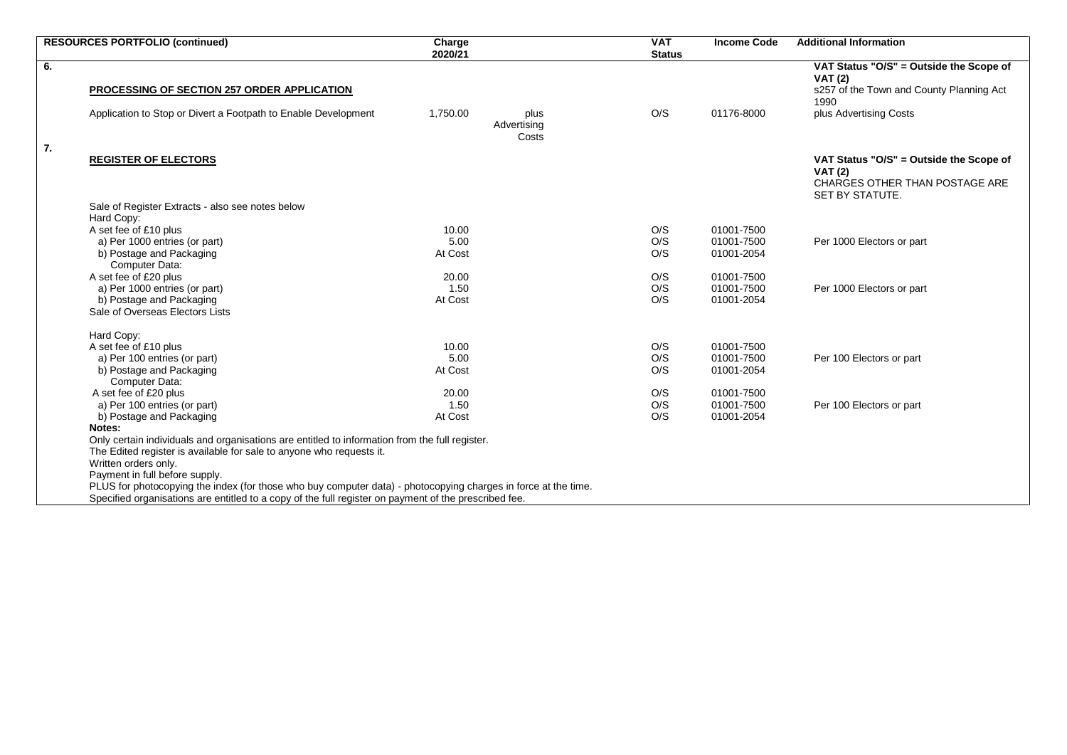| RESOURCES PORTFOLIO (continued) | Charge 2020/21 | | VAT Status | Income Code | Additional Information |
|---|---|---|---|---|---|
| **6.** | | | | | **VAT Status "O/S" = Outside the Scope of VAT (2)** |
| **PROCESSING OF SECTION 257 ORDER APPLICATION** | | | | | s257 of the Town and County Planning Act 1990 |
| Application to Stop or Divert a Footpath to Enable Development | 1,750.00 | plus Advertising Costs | O/S | 01176-8000 | plus Advertising Costs |
| **7.** | | | | | |
| **REGISTER OF ELECTORS** | | | | | **VAT Status "O/S" = Outside the Scope of VAT (2)** CHARGES OTHER THAN POSTAGE ARE SET BY STATUTE. |
| Sale of Register Extracts - also see notes below | | | | | |
| Hard Copy: | | | | | |
| A set fee of £10 plus | 10.00 | | O/S | 01001-7500 | |
| a) Per 1000 entries (or part) | 5.00 | | O/S | 01001-7500 | Per 1000 Electors or part |
| b) Postage and Packaging | At Cost | | O/S | 01001-2054 | |
| Computer Data: | | | | | |
| A set fee of £20 plus | 20.00 | | O/S | 01001-7500 | |
| a) Per 1000 entries (or part) | 1.50 | | O/S | 01001-7500 | Per 1000 Electors or part |
| b) Postage and Packaging | At Cost | | O/S | 01001-2054 | |
| Sale of Overseas Electors Lists | | | | | |
| Hard Copy: | | | | | |
| A set fee of £10 plus | 10.00 | | O/S | 01001-7500 | |
| a) Per 100 entries (or part) | 5.00 | | O/S | 01001-7500 | Per 100 Electors or part |
| b) Postage and Packaging | At Cost | | O/S | 01001-2054 | |
| Computer Data: | | | | | |
| A set fee of £20 plus | 20.00 | | O/S | 01001-7500 | |
| a) Per 100 entries (or part) | 1.50 | | O/S | 01001-7500 | Per 100 Electors or part |
| b) Postage and Packaging | At Cost | | O/S | 01001-2054 | |

**Notes:**

Only certain individuals and organisations are entitled to information from the full register.
The Edited register is available for sale to anyone who requests it.
Written orders only.
Payment in full before supply.
PLUS for photocopying the index (for those who buy computer data) - photocopying charges in force at the time.
Specified organisations are entitled to a copy of the full register on payment of the prescribed fee.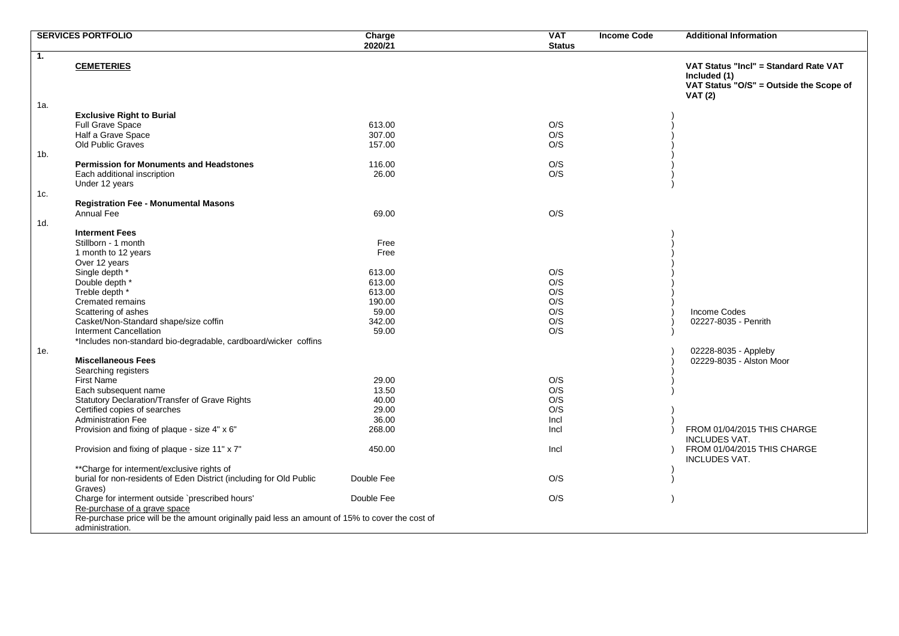| SERVICES PORTFOLIO | | Charge 2020/21 | VAT Status | Income Code | Additional Information |
|---|---|---|---|---|---|
| 1. | **CEMETERIES** | | | | **VAT Status "Incl" = Standard Rate VAT Included (1)** **VAT Status "O/S" = Outside the Scope of VAT (2)** |
| 1a. | **Exclusive Right to Burial** | | | | |
| | Full Grave Space | 613.00 | O/S | | |
| | Half a Grave Space | 307.00 | O/S | | |
| | Old Public Graves | 157.00 | O/S | | |
| 1b. | **Permission for Monuments and Headstones** | 116.00 | O/S | | |
| | Each additional inscription | 26.00 | O/S | | |
| | Under 12 years | | | | |
| 1c. | **Registration Fee - Monumental Masons** | | | | |
| | Annual Fee | 69.00 | O/S | | |
| 1d. | **Interment Fees** | | | | |
| | Stillborn - 1 month | Free | | | |
| | 1 month to 12 years | Free | | | |
| | Over 12 years | | | | |
| | Single depth * | 613.00 | O/S | | |
| | Double depth * | 613.00 | O/S | | |
| | Treble depth * | 613.00 | O/S | | |
| | Cremated remains | 190.00 | O/S | | |
| | Scattering of ashes | 59.00 | O/S | | Income Codes |
| | Casket/Non-Standard shape/size coffin | 342.00 | O/S | | 02227-8035 - Penrith |
| | Interment Cancellation | 59.00 | O/S | | |
| | *Includes non-standard bio-degradable, cardboard/wicker coffins | | | | |
| 1e. | | | | | 02228-8035 - Appleby |
| | **Miscellaneous Fees** | | | | 02229-8035 - Alston Moor |
| | Searching registers | | | | |
| | First Name | 29.00 | O/S | | |
| | Each subsequent name | 13.50 | O/S | | |
| | Statutory Declaration/Transfer of Grave Rights | 40.00 | O/S | | |
| | Certified copies of searches | 29.00 | O/S | | |
| | Administration Fee | 36.00 | Incl | | |
| | Provision and fixing of plaque - size 4" x 6" | 268.00 | Incl | | FROM 01/04/2015 THIS CHARGE INCLUDES VAT. |
| | Provision and fixing of plaque - size 11" x 7" | 450.00 | Incl | | FROM 01/04/2015 THIS CHARGE INCLUDES VAT. |
| | **Charge for interment/exclusive rights of burial for non-residents of Eden District (including for Old Public Graves) | Double Fee | O/S | | |
| | Charge for interment outside `prescribed hours' | Double Fee | O/S | | |
| | Re-purchase of a grave space | | | | |
| | Re-purchase price will be the amount originally paid less an amount of 15% to cover the cost of administration. | | | | |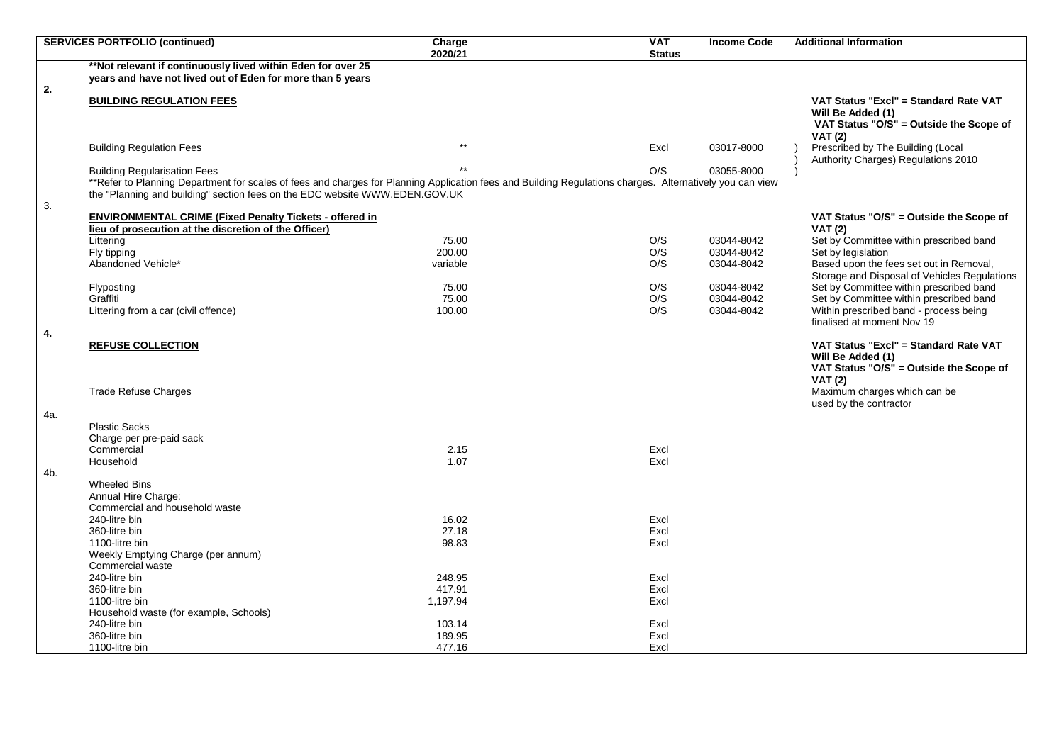| | SERVICES PORTFOLIO (continued) | Charge 2020/21 | VAT Status | Income Code | Additional Information |
|---|---|---|---|---|---|
| | **\*\*Not relevant if continuously lived within Eden for over 25 years and have not lived out of Eden for more than 5 years** | | | | |
| **2.** | **BUILDING REGULATION FEES** | | | | **VAT Status "Excl" = Standard Rate VAT Will Be Added (1)** **VAT Status "O/S" = Outside the Scope of VAT (2)** |
| | Building Regulation Fees | ** | Excl | 03017-8000 | ) Prescribed by The Building (Local |
| | Building Regularisation Fees | ** | O/S | 03055-8000 | ) Authority Charges) Regulations 2010 ) |
| | **Refer to Planning Department for scales of fees and charges for Planning Application fees and Building Regulations charges. Alternatively you can view the "Planning and building" section fees on the EDC website WWW.EDEN.GOV.UK | | | | |
| 3. | **ENVIRONMENTAL CRIME (Fixed Penalty Tickets - offered in lieu of prosecution at the discretion of the Officer)** | | | | **VAT Status "O/S" = Outside the Scope of VAT (2)** |
| | Littering | 75.00 | O/S | 03044-8042 | Set by Committee within prescribed band |
| | Fly tipping | 200.00 | O/S | 03044-8042 | Set by legislation |
| | Abandoned Vehicle* | variable | O/S | 03044-8042 | Based upon the fees set out in Removal, Storage and Disposal of Vehicles Regulations |
| | Flyposting | 75.00 | O/S | 03044-8042 | Set by Committee within prescribed band |
| | Graffiti | 75.00 | O/S | 03044-8042 | Set by Committee within prescribed band |
| | Littering from a car (civil offence) | 100.00 | O/S | 03044-8042 | Within prescribed band - process being finalised at moment Nov 19 |
| **4.** | **REFUSE COLLECTION** | | | | **VAT Status "Excl" = Standard Rate VAT Will Be Added (1)** **VAT Status "O/S" = Outside the Scope of VAT (2)** |
| | Trade Refuse Charges | | | | Maximum charges which can be used by the contractor |
| 4a. | Plastic Sacks | | | | |
| | Charge per pre-paid sack | | | | |
| | Commercial | 2.15 | Excl | | |
| | Household | 1.07 | Excl | | |
| 4b. | Wheeled Bins | | | | |
| | Annual Hire Charge: | | | | |
| | Commercial and household waste | | | | |
| | 240-litre bin | 16.02 | Excl | | |
| | 360-litre bin | 27.18 | Excl | | |
| | 1100-litre bin | 98.83 | Excl | | |
| | Weekly Emptying Charge (per annum) | | | | |
| | Commercial waste | | | | |
| | 240-litre bin | 248.95 | Excl | | |
| | 360-litre bin | 417.91 | Excl | | |
| | 1100-litre bin | 1,197.94 | Excl | | |
| | Household waste (for example, Schools) | | | | |
| | 240-litre bin | 103.14 | Excl | | |
| | 360-litre bin | 189.95 | Excl | | |
| | 1100-litre bin | 477.16 | Excl | | |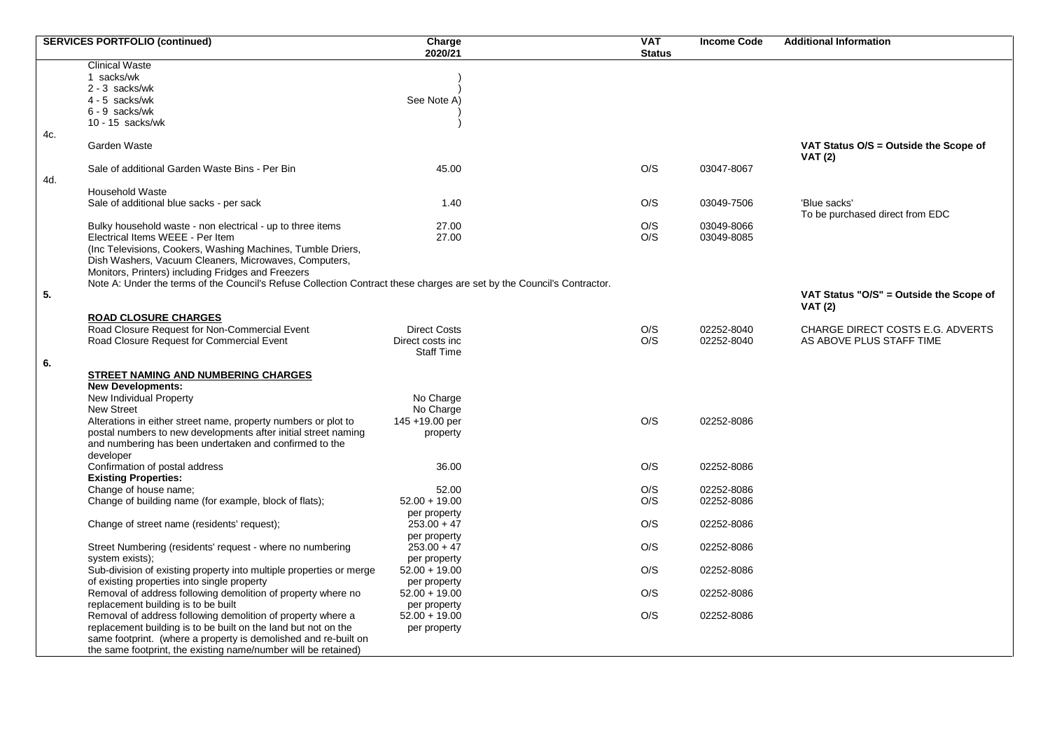| SERVICES PORTFOLIO (continued) | | Charge 2020/21 | VAT Status | Income Code | Additional Information |
|---|---|---|---|---|---|
| | Clinical Waste | | | | |
| | 1 sacks/wk | ) | | | |
| | 2 - 3 sacks/wk | ) | | | |
| | 4 - 5 sacks/wk | See Note A) | | | |
| | 6 - 9 sacks/wk | ) | | | |
| | 10 - 15 sacks/wk | ) | | | |
| 4c. | | | | | |
| | Garden Waste | | | | **VAT Status O/S = Outside the Scope of VAT (2)** |
| | Sale of additional Garden Waste Bins - Per Bin | 45.00 | O/S | 03047-8067 | |
| 4d. | | | | | |
| | Household Waste | | | | |
| | Sale of additional blue sacks - per sack | 1.40 | O/S | 03049-7506 | 'Blue sacks' To be purchased direct from EDC |
| | Bulky household waste - non electrical - up to three items | 27.00 | O/S | 03049-8066 | |
| | Electrical Items WEEE - Per Item (Inc Televisions, Cookers, Washing Machines, Tumble Driers, Dish Washers, Vacuum Cleaners, Microwaves, Computers, Monitors, Printers) including Fridges and Freezers | 27.00 | O/S | 03049-8085 | |
| | Note A: Under the terms of the Council's Refuse Collection Contract these charges are set by the Council's Contractor. | | | | |
| **5.** | | | | | **VAT Status "O/S" = Outside the Scope of VAT (2)** |
| | **ROAD CLOSURE CHARGES** | | | | |
| | Road Closure Request for Non-Commercial Event | Direct Costs | O/S | 02252-8040 | CHARGE DIRECT COSTS E.G. ADVERTS |
| | Road Closure Request for Commercial Event | Direct costs inc Staff Time | O/S | 02252-8040 | AS ABOVE PLUS STAFF TIME |
| **6.** | | | | | |
| | **STREET NAMING AND NUMBERING CHARGES** | | | | |
| | **New Developments:** | | | | |
| | New Individual Property | No Charge | | | |
| | New Street | No Charge | | | |
| | Alterations in either street name, property numbers or plot to postal numbers to new developments after initial street naming and numbering has been undertaken and confirmed to the developer | 145 +19.00 per property | O/S | 02252-8086 | |
| | Confirmation of postal address | 36.00 | O/S | 02252-8086 | |
| | **Existing Properties:** | | | | |
| | Change of house name; | 52.00 | O/S | 02252-8086 | |
| | Change of building name (for example, block of flats); | 52.00 + 19.00 per property | O/S | 02252-8086 | |
| | Change of street name (residents' request); | 253.00 + 47 per property | O/S | 02252-8086 | |
| | Street Numbering (residents' request - where no numbering system exists); | 253.00 + 47 per property | O/S | 02252-8086 | |
| | Sub-division of existing property into multiple properties or merge of existing properties into single property | 52.00 + 19.00 per property | O/S | 02252-8086 | |
| | Removal of address following demolition of property where no replacement building is to be built | 52.00 + 19.00 per property | O/S | 02252-8086 | |
| | Removal of address following demolition of property where a replacement building is to be built on the land but not on the same footprint. (where a property is demolished and re-built on the same footprint, the existing name/number will be retained) | 52.00 + 19.00 per property | O/S | 02252-8086 | |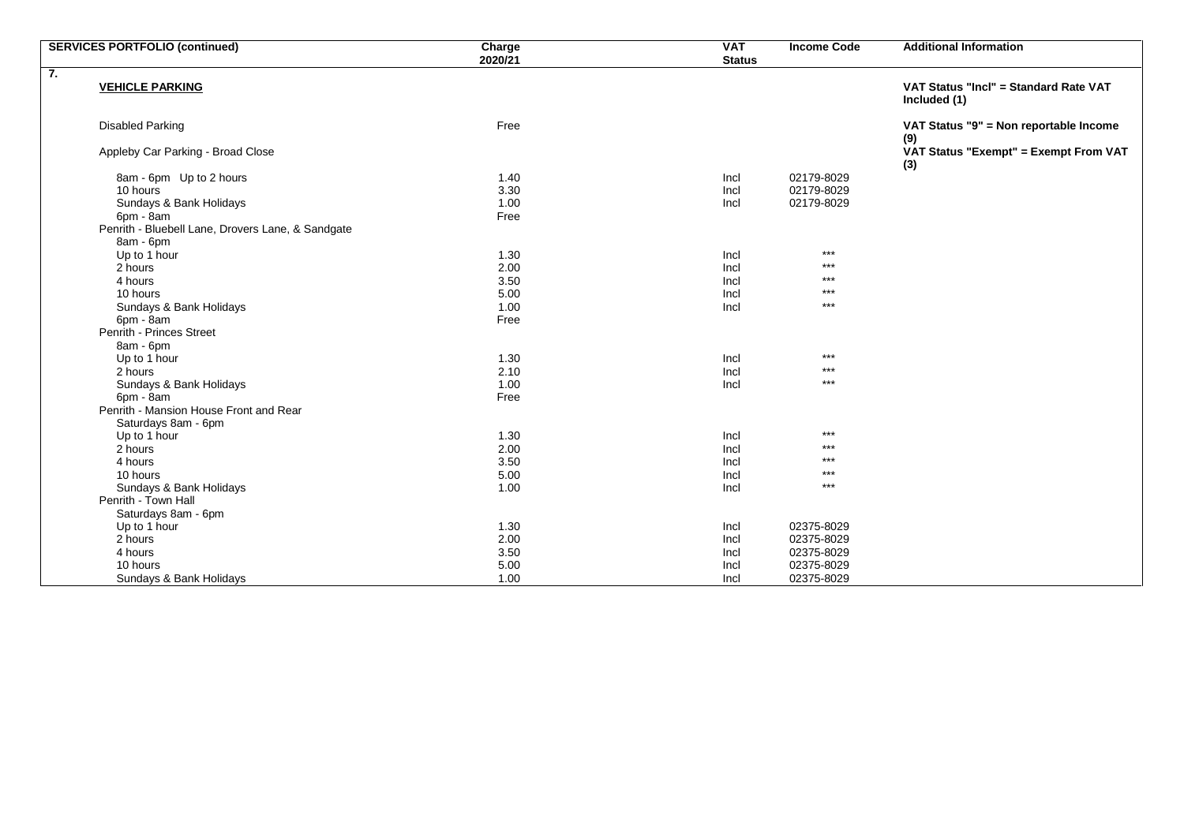| SERVICES PORTFOLIO (continued) | Charge 2020/21 | VAT Status | Income Code | Additional Information |
|---|---|---|---|---|
| **7.** | | | | |
| **VEHICLE PARKING** | | | | **VAT Status "Incl" = Standard Rate VAT Included (1)** |
| Disabled Parking | Free | | | **VAT Status "9" = Non reportable Income (9)** |
| Appleby Car Parking - Broad Close | | | | **VAT Status "Exempt" = Exempt From VAT (3)** |
| 8am - 6pm Up to 2 hours | 1.40 | Incl | 02179-8029 | |
| 10 hours | 3.30 | Incl | 02179-8029 | |
| Sundays & Bank Holidays | 1.00 | Incl | 02179-8029 | |
| 6pm - 8am | Free | | | |
| Penrith - Bluebell Lane, Drovers Lane, & Sandgate | | | | |
| 8am - 6pm | | | | |
| Up to 1 hour | 1.30 | Incl | *** | |
| 2 hours | 2.00 | Incl | *** | |
| 4 hours | 3.50 | Incl | *** | |
| 10 hours | 5.00 | Incl | *** | |
| Sundays & Bank Holidays | 1.00 | Incl | *** | |
| 6pm - 8am | Free | | | |
| Penrith - Princes Street | | | | |
| 8am - 6pm | | | | |
| Up to 1 hour | 1.30 | Incl | *** | |
| 2 hours | 2.10 | Incl | *** | |
| Sundays & Bank Holidays | 1.00 | Incl | *** | |
| 6pm - 8am | Free | | | |
| Penrith - Mansion House Front and Rear | | | | |
| Saturdays 8am - 6pm | | | | |
| Up to 1 hour | 1.30 | Incl | *** | |
| 2 hours | 2.00 | Incl | *** | |
| 4 hours | 3.50 | Incl | *** | |
| 10 hours | 5.00 | Incl | *** | |
| Sundays & Bank Holidays | 1.00 | Incl | *** | |
| Penrith - Town Hall | | | | |
| Saturdays 8am - 6pm | | | | |
| Up to 1 hour | 1.30 | Incl | 02375-8029 | |
| 2 hours | 2.00 | Incl | 02375-8029 | |
| 4 hours | 3.50 | Incl | 02375-8029 | |
| 10 hours | 5.00 | Incl | 02375-8029 | |
| Sundays & Bank Holidays | 1.00 | Incl | 02375-8029 | |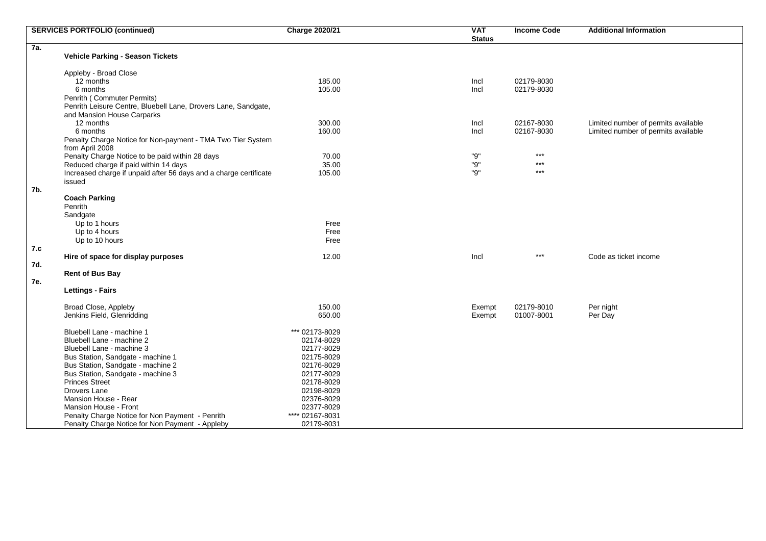| SERVICES PORTFOLIO (continued) | | Charge 2020/21 | VAT Status | Income Code | Additional Information |
|---|---|---|---|---|---|
| 7a. | **Vehicle Parking - Season Tickets** | | | | |
| | Appleby - Broad Close | | | | |
| | 12 months | 185.00 | Incl | 02179-8030 | |
| | 6 months | 105.00 | Incl | 02179-8030 | |
| | Penrith ( Commuter Permits) | | | | |
| | Penrith Leisure Centre, Bluebell Lane, Drovers Lane, Sandgate, and Mansion House Carparks | | | | |
| | 12 months | 300.00 | Incl | 02167-8030 | Limited number of permits available |
| | 6 months | 160.00 | Incl | 02167-8030 | Limited number of permits available |
| | Penalty Charge Notice for Non-payment - TMA Two Tier System from April 2008 | | | | |
| | Penalty Charge Notice to be paid within 28 days | 70.00 | "9" | *** | |
| | Reduced charge if paid within 14 days | 35.00 | "9" | *** | |
| | Increased charge if unpaid after 56 days and a charge certificate issued | 105.00 | "9" | *** | |
| 7b. | **Coach Parking** | | | | |
| | Penrith | | | | |
| | Sandgate | | | | |
| | Up to 1 hours | Free | | | |
| | Up to 4 hours | Free | | | |
| | Up to 10 hours | Free | | | |
| 7.c | **Hire of space for display purposes** | 12.00 | Incl | *** | Code as ticket income |
| 7d. | **Rent of Bus Bay** | | | | |
| 7e. | **Lettings - Fairs** | | | | |
| | Broad Close, Appleby | 150.00 | Exempt | 02179-8010 | Per night |
| | Jenkins Field, Glenridding | 650.00 | Exempt | 01007-8001 | Per Day |
| | Bluebell Lane - machine 1 | *** 02173-8029 | | | |
| | Bluebell Lane - machine 2 | 02174-8029 | | | |
| | Bluebell Lane - machine 3 | 02177-8029 | | | |
| | Bus Station, Sandgate - machine 1 | 02175-8029 | | | |
| | Bus Station, Sandgate - machine 2 | 02176-8029 | | | |
| | Bus Station, Sandgate - machine 3 | 02177-8029 | | | |
| | Princes Street | 02178-8029 | | | |
| | Drovers Lane | 02198-8029 | | | |
| | Mansion House - Rear | 02376-8029 | | | |
| | Mansion House - Front | 02377-8029 | | | |
| | Penalty Charge Notice for Non Payment - Penrith | **** 02167-8031 | | | |
| | Penalty Charge Notice for Non Payment - Appleby | 02179-8031 | | | |